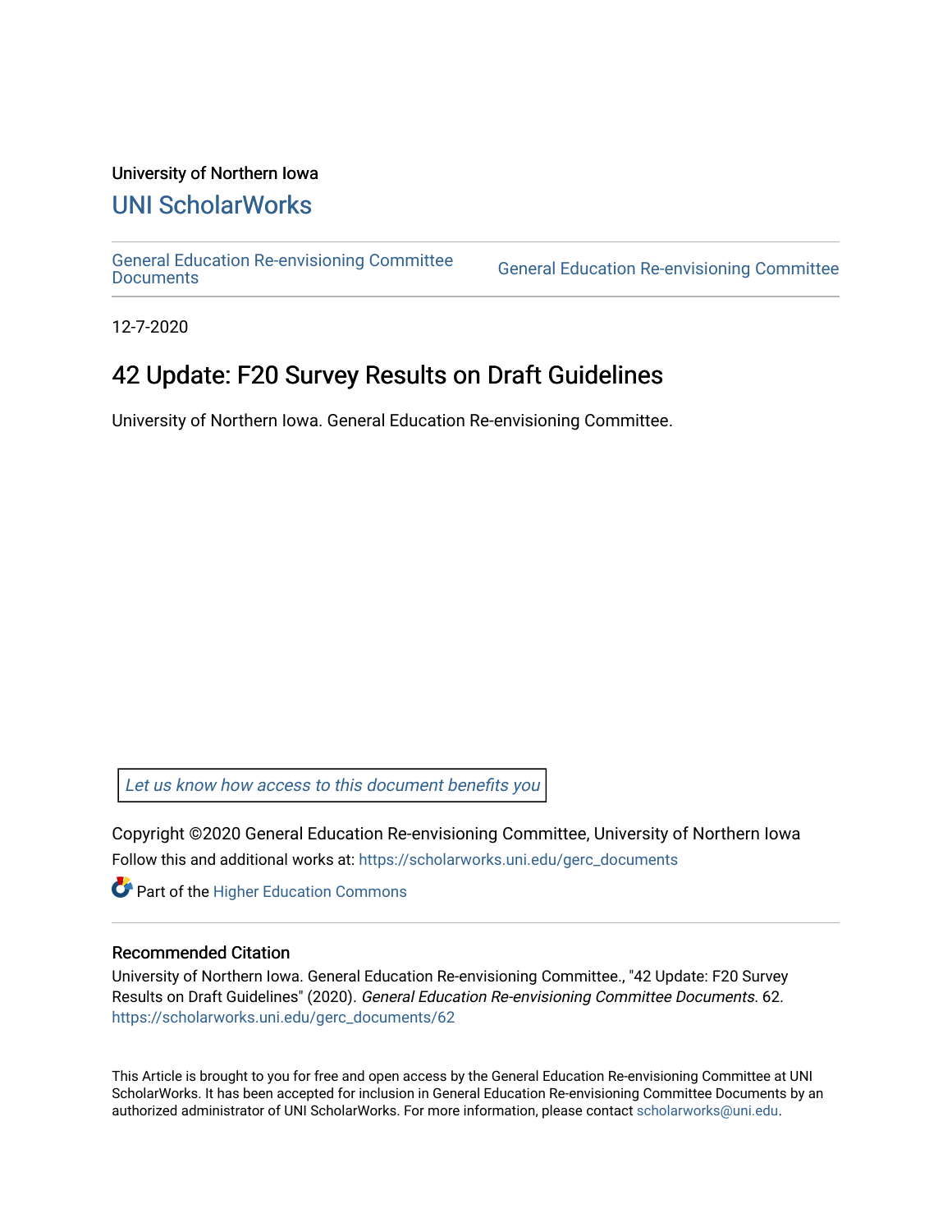University of Northern Iowa

# UNI ScholarWorks

General Education Re-envisioning Committee Documents | General Education Re-envisioning Committee

12-7-2020

## 42 Update: F20 Survey Results on Draft Guidelines

University of Northern Iowa. General Education Re-envisioning Committee.

*Let us know how access to this document benefits you*

Copyright ©2020 General Education Re-envisioning Committee, University of Northern Iowa

Follow this and additional works at: https://scholarworks.uni.edu/gerc_documents

Part of the Higher Education Commons

### Recommended Citation

University of Northern Iowa. General Education Re-envisioning Committee., "42 Update: F20 Survey Results on Draft Guidelines" (2020). *General Education Re-envisioning Committee Documents*. 62.
https://scholarworks.uni.edu/gerc_documents/62

This Article is brought to you for free and open access by the General Education Re-envisioning Committee at UNI ScholarWorks. It has been accepted for inclusion in General Education Re-envisioning Committee Documents by an authorized administrator of UNI ScholarWorks. For more information, please contact scholarworks@uni.edu.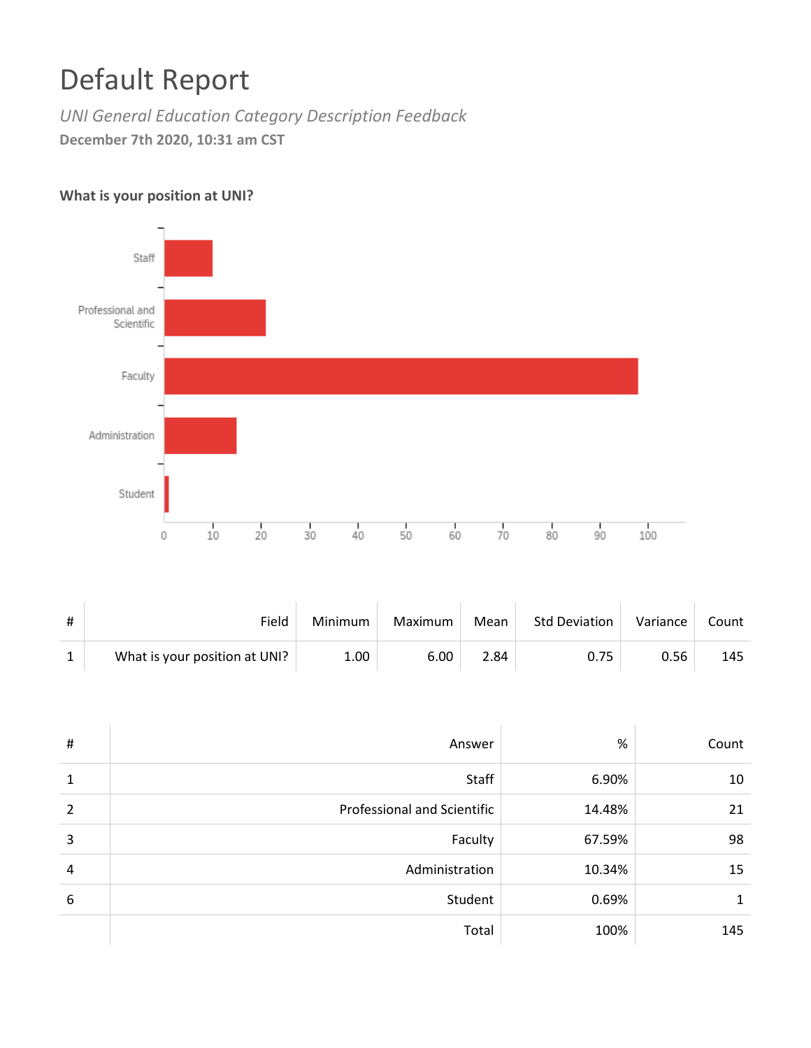# Default Report

*UNI General Education Category Description Feedback*

**December 7th 2020, 10:31 am CST**

**What is your position at UNI?**

| # | Field | Minimum | Maximum | Mean | Std Deviation | Variance | Count |
|---|---|---|---|---|---|---|---|
| 1 | What is your position at UNI? | 1.00 | 6.00 | 2.84 | 0.75 | 0.56 | 145 |

| # | Answer | % | Count |
|---|---|---|---|
| 1 | Staff | 6.90% | 10 |
| 2 | Professional and Scientific | 14.48% | 21 |
| 3 | Faculty | 67.59% | 98 |
| 4 | Administration | 10.34% | 15 |
| 6 | Student | 0.69% | 1 |
| | Total | 100% | 145 |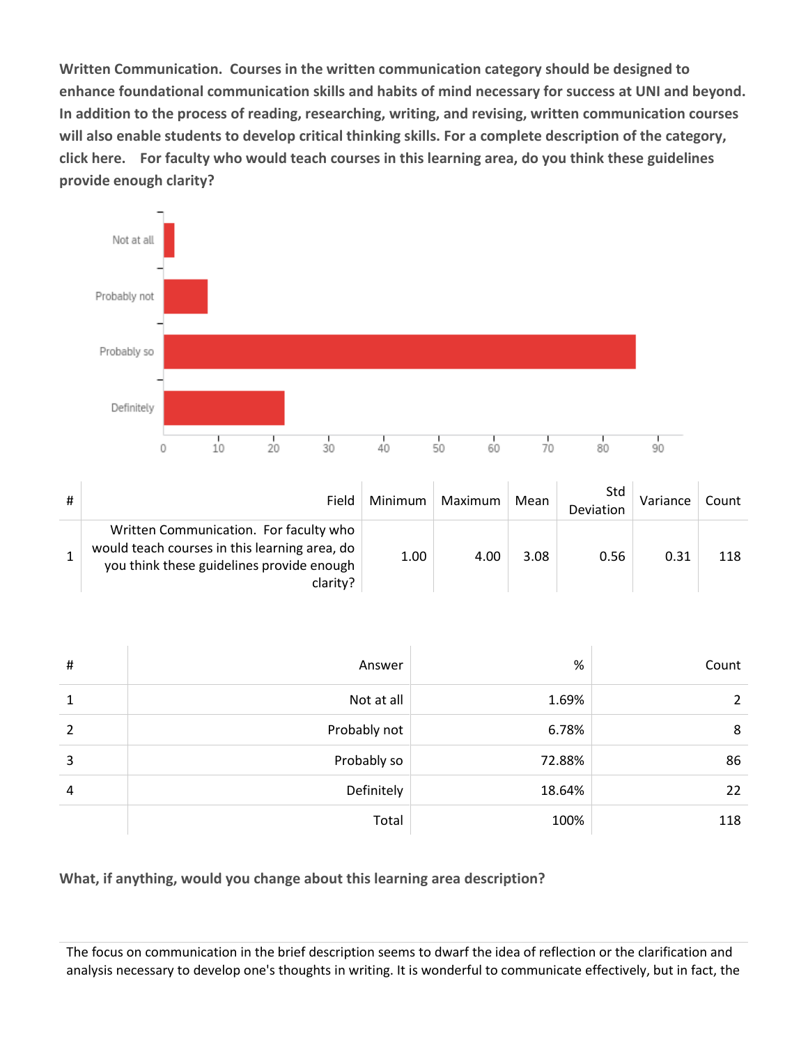**Written Communication. Courses in the written communication category should be designed to enhance foundational communication skills and habits of mind necessary for success at UNI and beyond. In addition to the process of reading, researching, writing, and revising, written communication courses will also enable students to develop critical thinking skills. For a complete description of the category, click here. For faculty who would teach courses in this learning area, do you think these guidelines provide enough clarity?**

| # | Field | Minimum | Maximum | Mean | Std Deviation | Variance | Count |
|---|---|---|---|---|---|---|---|
| 1 | Written Communication. For faculty who would teach courses in this learning area, do you think these guidelines provide enough clarity? | 1.00 | 4.00 | 3.08 | 0.56 | 0.31 | 118 |

| # | Answer | % | Count |
|---|---|---|---|
| 1 | Not at all | 1.69% | 2 |
| 2 | Probably not | 6.78% | 8 |
| 3 | Probably so | 72.88% | 86 |
| 4 | Definitely | 18.64% | 22 |
| | Total | 100% | 118 |

**What, if anything, would you change about this learning area description?**

The focus on communication in the brief description seems to dwarf the idea of reflection or the clarification and analysis necessary to develop one's thoughts in writing. It is wonderful to communicate effectively, but in fact, the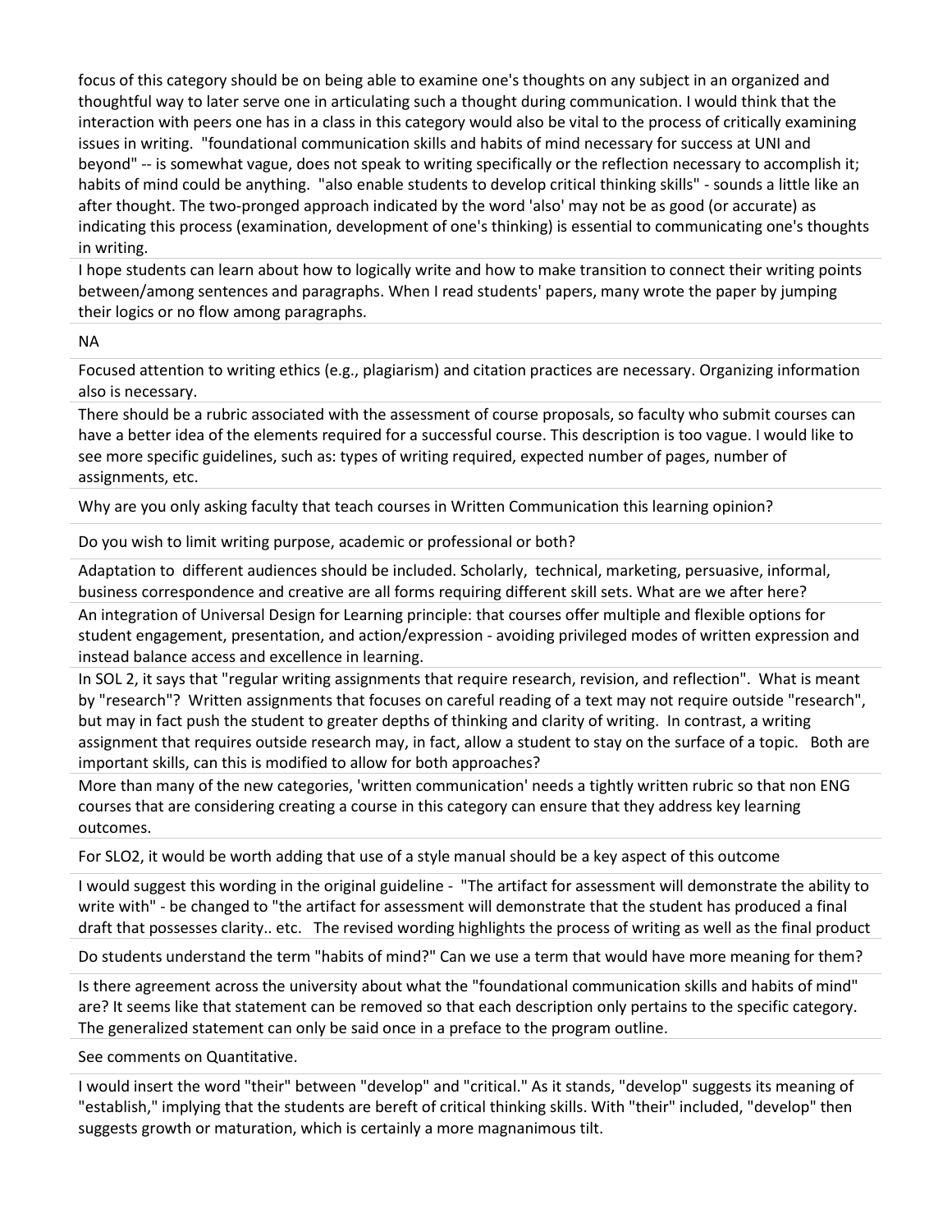focus of this category should be on being able to examine one's thoughts on any subject in an organized and thoughtful way to later serve one in articulating such a thought during communication. I would think that the interaction with peers one has in a class in this category would also be vital to the process of critically examining issues in writing. "foundational communication skills and habits of mind necessary for success at UNI and beyond" -- is somewhat vague, does not speak to writing specifically or the reflection necessary to accomplish it; habits of mind could be anything. "also enable students to develop critical thinking skills" - sounds a little like an after thought. The two-pronged approach indicated by the word 'also' may not be as good (or accurate) as indicating this process (examination, development of one's thinking) is essential to communicating one's thoughts in writing.

---

I hope students can learn about how to logically write and how to make transition to connect their writing points between/among sentences and paragraphs. When I read students' papers, many wrote the paper by jumping their logics or no flow among paragraphs.

---

NA

---

Focused attention to writing ethics (e.g., plagiarism) and citation practices are necessary. Organizing information also is necessary.

---

There should be a rubric associated with the assessment of course proposals, so faculty who submit courses can have a better idea of the elements required for a successful course. This description is too vague. I would like to see more specific guidelines, such as: types of writing required, expected number of pages, number of assignments, etc.

---

Why are you only asking faculty that teach courses in Written Communication this learning opinion?

---

Do you wish to limit writing purpose, academic or professional or both?

---

Adaptation to different audiences should be included. Scholarly, technical, marketing, persuasive, informal, business correspondence and creative are all forms requiring different skill sets. What are we after here?

---

An integration of Universal Design for Learning principle: that courses offer multiple and flexible options for student engagement, presentation, and action/expression - avoiding privileged modes of written expression and instead balance access and excellence in learning.

---

In SOL 2, it says that "regular writing assignments that require research, revision, and reflection". What is meant by "research"? Written assignments that focuses on careful reading of a text may not require outside "research", but may in fact push the student to greater depths of thinking and clarity of writing. In contrast, a writing assignment that requires outside research may, in fact, allow a student to stay on the surface of a topic. Both are important skills, can this is modified to allow for both approaches?

---

More than many of the new categories, 'written communication' needs a tightly written rubric so that non ENG courses that are considering creating a course in this category can ensure that they address key learning outcomes.

---

For SLO2, it would be worth adding that use of a style manual should be a key aspect of this outcome

---

I would suggest this wording in the original guideline - "The artifact for assessment will demonstrate the ability to write with" - be changed to "the artifact for assessment will demonstrate that the student has produced a final draft that possesses clarity.. etc. The revised wording highlights the process of writing as well as the final product

---

Do students understand the term "habits of mind?" Can we use a term that would have more meaning for them?

---

Is there agreement across the university about what the "foundational communication skills and habits of mind" are? It seems like that statement can be removed so that each description only pertains to the specific category. The generalized statement can only be said once in a preface to the program outline.

---

See comments on Quantitative.

---

I would insert the word "their" between "develop" and "critical." As it stands, "develop" suggests its meaning of "establish," implying that the students are bereft of critical thinking skills. With "their" included, "develop" then suggests growth or maturation, which is certainly a more magnanimous tilt.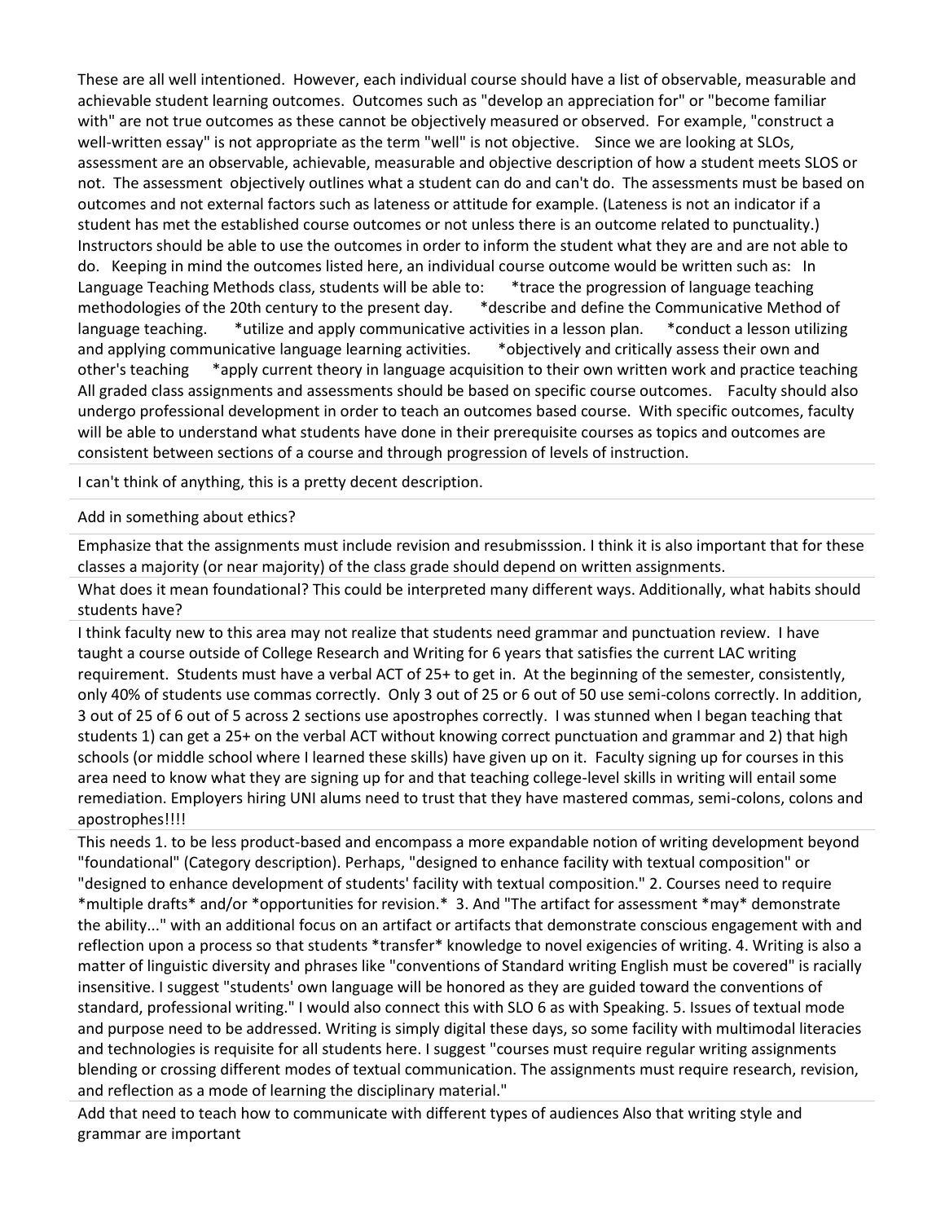These are all well intentioned. However, each individual course should have a list of observable, measurable and achievable student learning outcomes. Outcomes such as "develop an appreciation for" or "become familiar with" are not true outcomes as these cannot be objectively measured or observed. For example, "construct a well-written essay" is not appropriate as the term "well" is not objective. Since we are looking at SLOs, assessment are an observable, achievable, measurable and objective description of how a student meets SLOS or not. The assessment objectively outlines what a student can do and can't do. The assessments must be based on outcomes and not external factors such as lateness or attitude for example. (Lateness is not an indicator if a student has met the established course outcomes or not unless there is an outcome related to punctuality.) Instructors should be able to use the outcomes in order to inform the student what they are and are not able to do. Keeping in mind the outcomes listed here, an individual course outcome would be written such as: In Language Teaching Methods class, students will be able to: *trace the progression of language teaching methodologies of the 20th century to the present day. *describe and define the Communicative Method of language teaching. *utilize and apply communicative activities in a lesson plan. *conduct a lesson utilizing and applying communicative language learning activities. *objectively and critically assess their own and other's teaching *apply current theory in language acquisition to their own written work and practice teaching All graded class assignments and assessments should be based on specific course outcomes. Faculty should also undergo professional development in order to teach an outcomes based course. With specific outcomes, faculty will be able to understand what students have done in their prerequisite courses as topics and outcomes are consistent between sections of a course and through progression of levels of instruction.

I can't think of anything, this is a pretty decent description.

Add in something about ethics?

Emphasize that the assignments must include revision and resubmisssion. I think it is also important that for these classes a majority (or near majority) of the class grade should depend on written assignments.

What does it mean foundational? This could be interpreted many different ways. Additionally, what habits should students have?

I think faculty new to this area may not realize that students need grammar and punctuation review. I have taught a course outside of College Research and Writing for 6 years that satisfies the current LAC writing requirement. Students must have a verbal ACT of 25+ to get in. At the beginning of the semester, consistently, only 40% of students use commas correctly. Only 3 out of 25 or 6 out of 50 use semi-colons correctly. In addition, 3 out of 25 of 6 out of 5 across 2 sections use apostrophes correctly. I was stunned when I began teaching that students 1) can get a 25+ on the verbal ACT without knowing correct punctuation and grammar and 2) that high schools (or middle school where I learned these skills) have given up on it. Faculty signing up for courses in this area need to know what they are signing up for and that teaching college-level skills in writing will entail some remediation. Employers hiring UNI alums need to trust that they have mastered commas, semi-colons, colons and apostrophes!!!!

This needs 1. to be less product-based and encompass a more expandable notion of writing development beyond "foundational" (Category description). Perhaps, "designed to enhance facility with textual composition" or "designed to enhance development of students' facility with textual composition." 2. Courses need to require *multiple drafts* and/or *opportunities for revision.* 3. And "The artifact for assessment *may* demonstrate the ability..." with an additional focus on an artifact or artifacts that demonstrate conscious engagement with and reflection upon a process so that students *transfer* knowledge to novel exigencies of writing. 4. Writing is also a matter of linguistic diversity and phrases like "conventions of Standard writing English must be covered" is racially insensitive. I suggest "students' own language will be honored as they are guided toward the conventions of standard, professional writing." I would also connect this with SLO 6 as with Speaking. 5. Issues of textual mode and purpose need to be addressed. Writing is simply digital these days, so some facility with multimodal literacies and technologies is requisite for all students here. I suggest "courses must require regular writing assignments blending or crossing different modes of textual communication. The assignments must require research, revision, and reflection as a mode of learning the disciplinary material."

Add that need to teach how to communicate with different types of audiences Also that writing style and grammar are important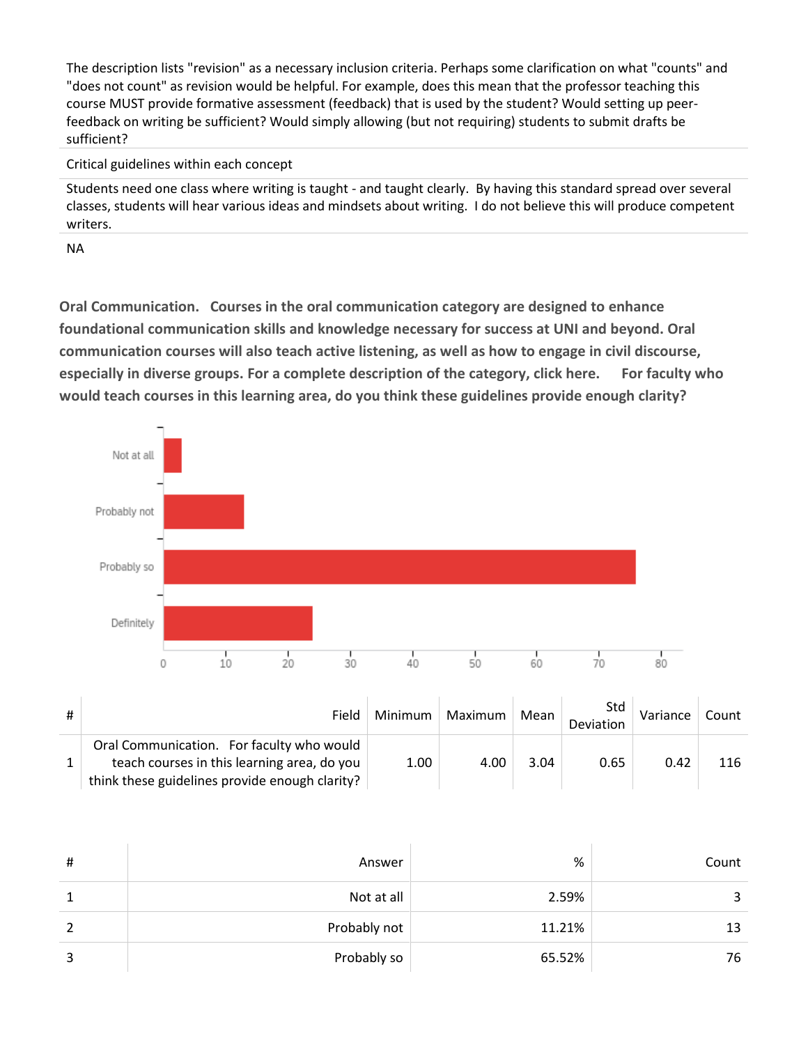| |
|---|
| The description lists "revision" as a necessary inclusion criteria. Perhaps some clarification on what "counts" and "does not count" as revision would be helpful. For example, does this mean that the professor teaching this course MUST provide formative assessment (feedback) that is used by the student? Would setting up peer-feedback on writing be sufficient? Would simply allowing (but not requiring) students to submit drafts be sufficient? |
| Critical guidelines within each concept |
| Students need one class where writing is taught - and taught clearly. By having this standard spread over several classes, students will hear various ideas and mindsets about writing. I do not believe this will produce competent writers. |
| NA |

**Oral Communication. Courses in the oral communication category are designed to enhance foundational communication skills and knowledge necessary for success at UNI and beyond. Oral communication courses will also teach active listening, as well as how to engage in civil discourse, especially in diverse groups. For a complete description of the category, click here. For faculty who would teach courses in this learning area, do you think these guidelines provide enough clarity?**

| # | Field | Minimum | Maximum | Mean | Std Deviation | Variance | Count |
|---|---|---|---|---|---|---|---|
| 1 | Oral Communication. For faculty who would teach courses in this learning area, do you think these guidelines provide enough clarity? | 1.00 | 4.00 | 3.04 | 0.65 | 0.42 | 116 |

| # | Answer | % | Count |
|---|---|---|---|
| 1 | Not at all | 2.59% | 3 |
| 2 | Probably not | 11.21% | 13 |
| 3 | Probably so | 65.52% | 76 |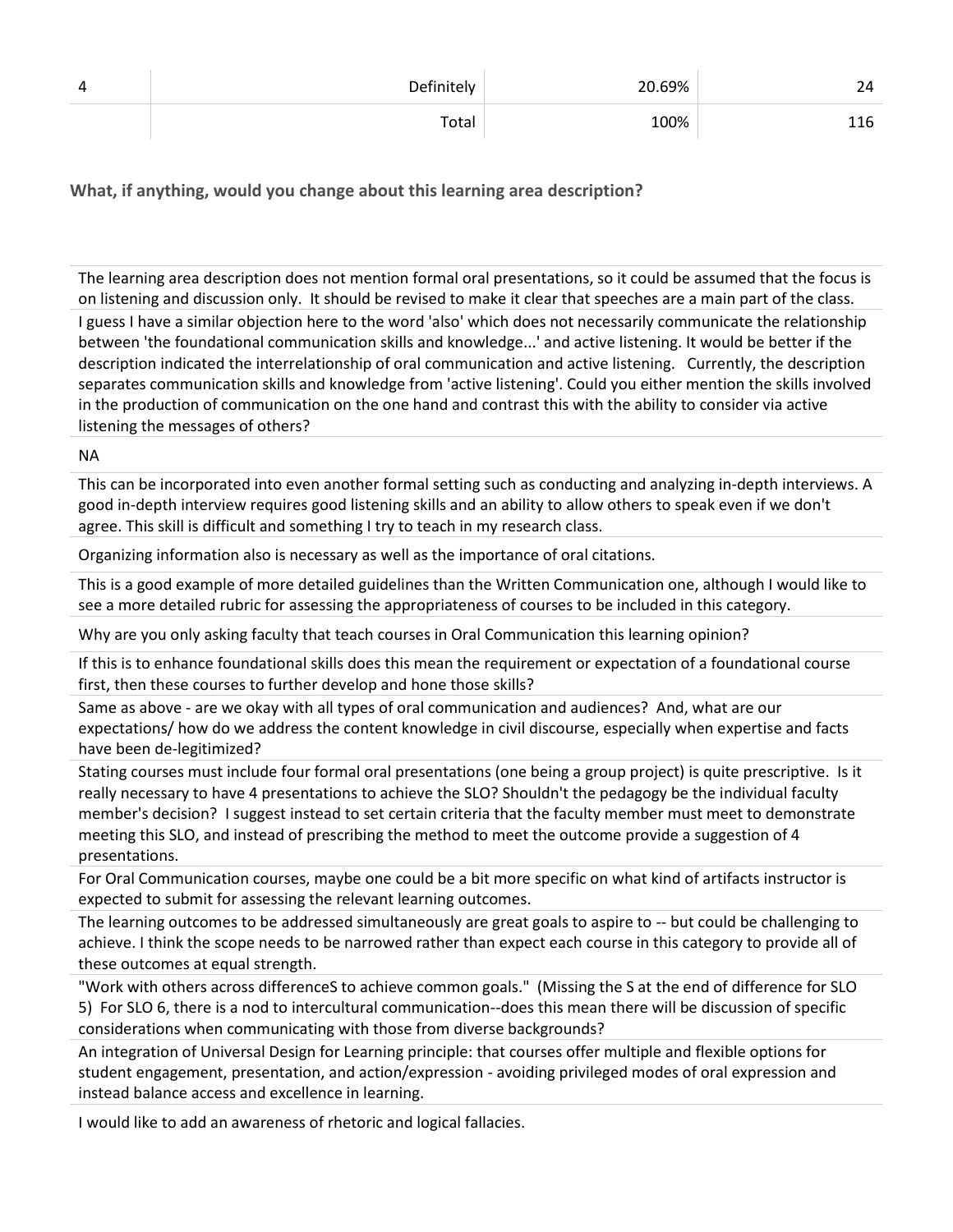| | | | |
|---|---|---|---|
| 4 | Definitely | 20.69% | 24 |
| | Total | 100% | 116 |

**What, if anything, would you change about this learning area description?**

| |
|---|
| The learning area description does not mention formal oral presentations, so it could be assumed that the focus is on listening and discussion only. It should be revised to make it clear that speeches are a main part of the class. |
| I guess I have a similar objection here to the word 'also' which does not necessarily communicate the relationship between 'the foundational communication skills and knowledge...' and active listening. It would be better if the description indicated the interrelationship of oral communication and active listening. Currently, the description separates communication skills and knowledge from 'active listening'. Could you either mention the skills involved in the production of communication on the one hand and contrast this with the ability to consider via active listening the messages of others? |
| NA |
| This can be incorporated into even another formal setting such as conducting and analyzing in-depth interviews. A good in-depth interview requires good listening skills and an ability to allow others to speak even if we don't agree. This skill is difficult and something I try to teach in my research class. |
| Organizing information also is necessary as well as the importance of oral citations. |
| This is a good example of more detailed guidelines than the Written Communication one, although I would like to see a more detailed rubric for assessing the appropriateness of courses to be included in this category. |
| Why are you only asking faculty that teach courses in Oral Communication this learning opinion? |
| If this is to enhance foundational skills does this mean the requirement or expectation of a foundational course first, then these courses to further develop and hone those skills? |
| Same as above - are we okay with all types of oral communication and audiences? And, what are our expectations/ how do we address the content knowledge in civil discourse, especially when expertise and facts have been de-legitimized? |
| Stating courses must include four formal oral presentations (one being a group project) is quite prescriptive. Is it really necessary to have 4 presentations to achieve the SLO? Shouldn't the pedagogy be the individual faculty member's decision? I suggest instead to set certain criteria that the faculty member must meet to demonstrate meeting this SLO, and instead of prescribing the method to meet the outcome provide a suggestion of 4 presentations. |
| For Oral Communication courses, maybe one could be a bit more specific on what kind of artifacts instructor is expected to submit for assessing the relevant learning outcomes. |
| The learning outcomes to be addressed simultaneously are great goals to aspire to -- but could be challenging to achieve. I think the scope needs to be narrowed rather than expect each course in this category to provide all of these outcomes at equal strength. |
| "Work with others across differenceS to achieve common goals." (Missing the S at the end of difference for SLO 5) For SLO 6, there is a nod to intercultural communication--does this mean there will be discussion of specific considerations when communicating with those from diverse backgrounds? |
| An integration of Universal Design for Learning principle: that courses offer multiple and flexible options for student engagement, presentation, and action/expression - avoiding privileged modes of oral expression and instead balance access and excellence in learning. |
| I would like to add an awareness of rhetoric and logical fallacies. |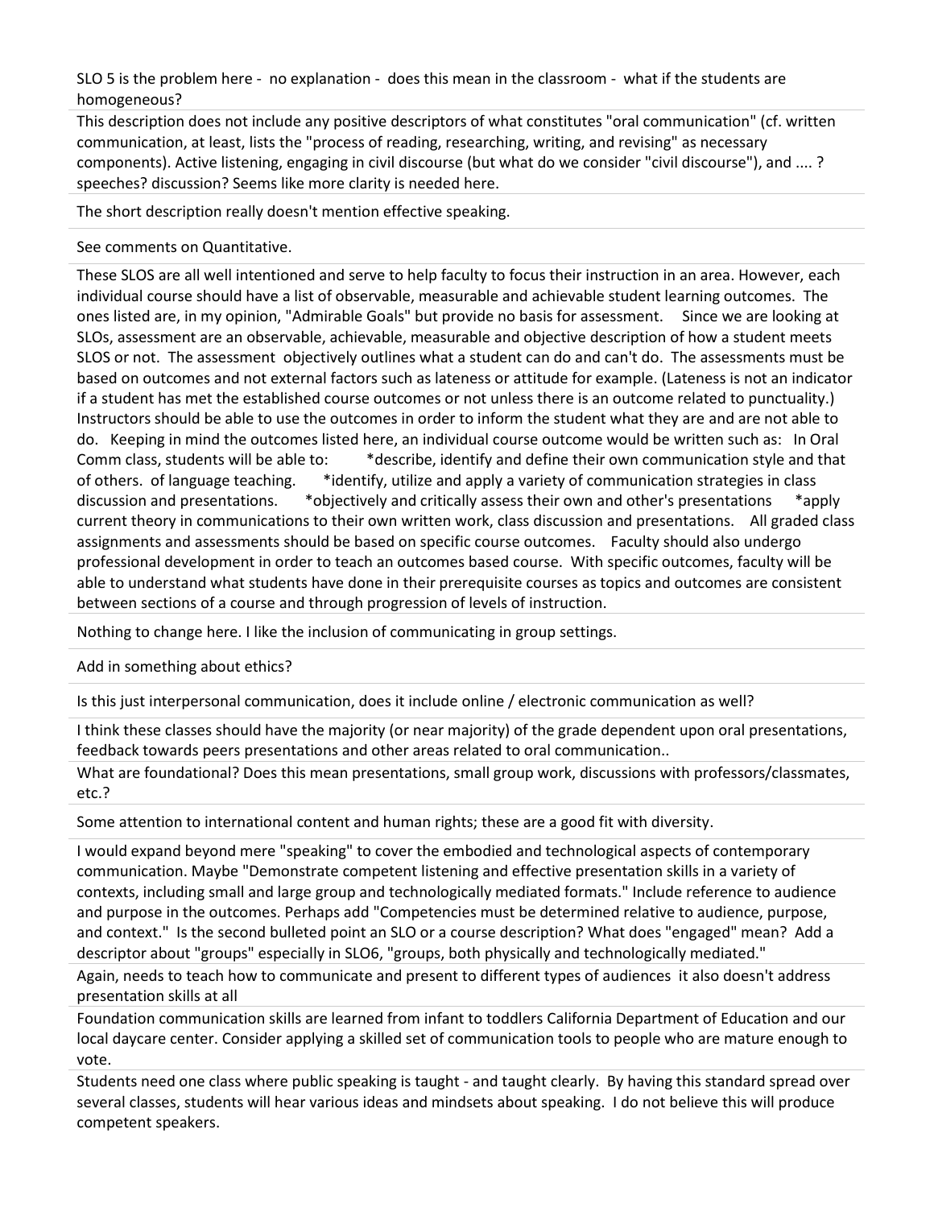SLO 5 is the problem here - no explanation - does this mean in the classroom - what if the students are homogeneous?

This description does not include any positive descriptors of what constitutes "oral communication" (cf. written communication, at least, lists the "process of reading, researching, writing, and revising" as necessary components). Active listening, engaging in civil discourse (but what do we consider "civil discourse"), and .... ? speeches? discussion? Seems like more clarity is needed here.

The short description really doesn't mention effective speaking.

See comments on Quantitative.

These SLOS are all well intentioned and serve to help faculty to focus their instruction in an area. However, each individual course should have a list of observable, measurable and achievable student learning outcomes. The ones listed are, in my opinion, "Admirable Goals" but provide no basis for assessment. Since we are looking at SLOs, assessment are an observable, achievable, measurable and objective description of how a student meets SLOS or not. The assessment objectively outlines what a student can do and can't do. The assessments must be based on outcomes and not external factors such as lateness or attitude for example. (Lateness is not an indicator if a student has met the established course outcomes or not unless there is an outcome related to punctuality.) Instructors should be able to use the outcomes in order to inform the student what they are and are not able to do. Keeping in mind the outcomes listed here, an individual course outcome would be written such as: In Oral Comm class, students will be able to: *describe, identify and define their own communication style and that of others. of language teaching. *identify, utilize and apply a variety of communication strategies in class discussion and presentations. *objectively and critically assess their own and other's presentations *apply current theory in communications to their own written work, class discussion and presentations. All graded class assignments and assessments should be based on specific course outcomes. Faculty should also undergo professional development in order to teach an outcomes based course. With specific outcomes, faculty will be able to understand what students have done in their prerequisite courses as topics and outcomes are consistent between sections of a course and through progression of levels of instruction.

Nothing to change here. I like the inclusion of communicating in group settings.

Add in something about ethics?

Is this just interpersonal communication, does it include online / electronic communication as well?

I think these classes should have the majority (or near majority) of the grade dependent upon oral presentations, feedback towards peers presentations and other areas related to oral communication..

What are foundational? Does this mean presentations, small group work, discussions with professors/classmates, etc.?

Some attention to international content and human rights; these are a good fit with diversity.

I would expand beyond mere "speaking" to cover the embodied and technological aspects of contemporary communication. Maybe "Demonstrate competent listening and effective presentation skills in a variety of contexts, including small and large group and technologically mediated formats." Include reference to audience and purpose in the outcomes. Perhaps add "Competencies must be determined relative to audience, purpose, and context." Is the second bulleted point an SLO or a course description? What does "engaged" mean? Add a descriptor about "groups" especially in SLO6, "groups, both physically and technologically mediated."

Again, needs to teach how to communicate and present to different types of audiences it also doesn't address presentation skills at all

Foundation communication skills are learned from infant to toddlers California Department of Education and our local daycare center. Consider applying a skilled set of communication tools to people who are mature enough to vote.

Students need one class where public speaking is taught - and taught clearly. By having this standard spread over several classes, students will hear various ideas and mindsets about speaking. I do not believe this will produce competent speakers.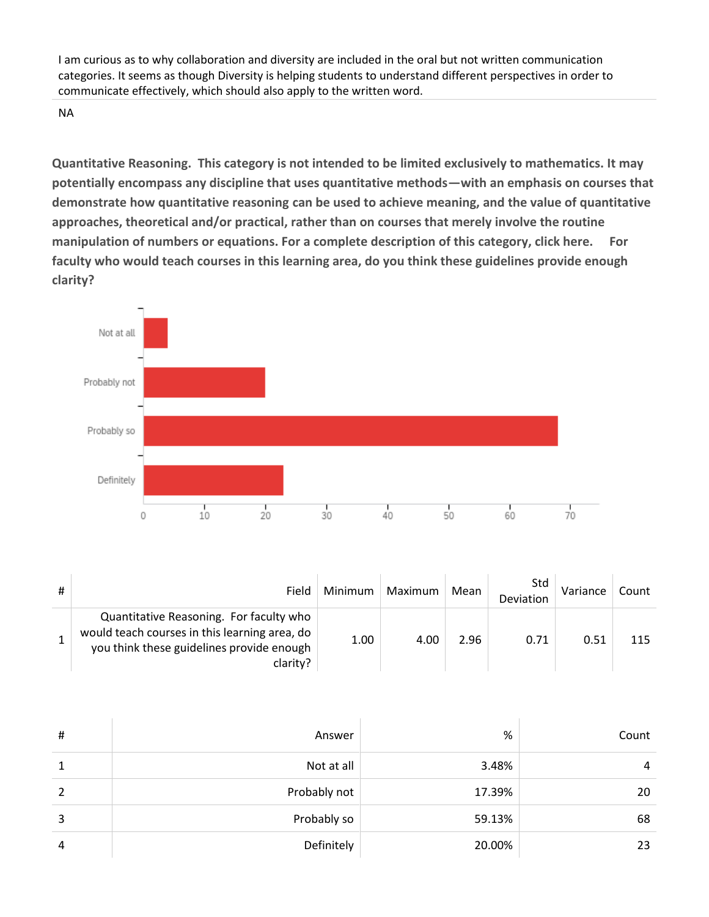I am curious as to why collaboration and diversity are included in the oral but not written communication categories. It seems as though Diversity is helping students to understand different perspectives in order to communicate effectively, which should also apply to the written word.

NA

**Quantitative Reasoning. This category is not intended to be limited exclusively to mathematics. It may potentially encompass any discipline that uses quantitative methods—with an emphasis on courses that demonstrate how quantitative reasoning can be used to achieve meaning, and the value of quantitative approaches, theoretical and/or practical, rather than on courses that merely involve the routine manipulation of numbers or equations. For a complete description of this category, click here. For faculty who would teach courses in this learning area, do you think these guidelines provide enough clarity?**

| # | Field | Minimum | Maximum | Mean | Std Deviation | Variance | Count |
|---|---|---|---|---|---|---|---|
| 1 | Quantitative Reasoning. For faculty who would teach courses in this learning area, do you think these guidelines provide enough clarity? | 1.00 | 4.00 | 2.96 | 0.71 | 0.51 | 115 |

| # | Answer | % | Count |
|---|---|---|---|
| 1 | Not at all | 3.48% | 4 |
| 2 | Probably not | 17.39% | 20 |
| 3 | Probably so | 59.13% | 68 |
| 4 | Definitely | 20.00% | 23 |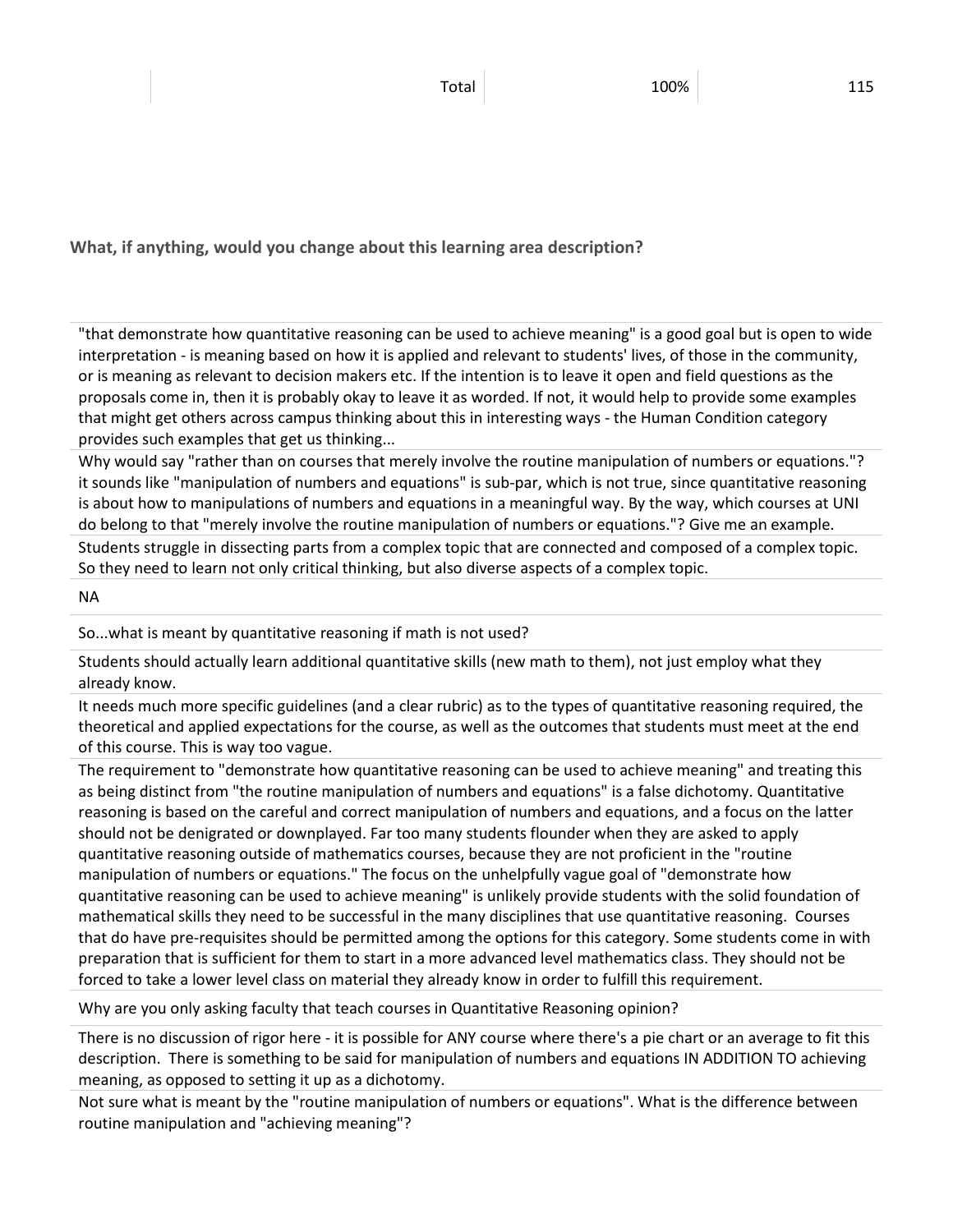| | Total | 100% | 115 |
|---|---|---|---|

**What, if anything, would you change about this learning area description?**

| |
|---|
| "that demonstrate how quantitative reasoning can be used to achieve meaning" is a good goal but is open to wide interpretation - is meaning based on how it is applied and relevant to students' lives, of those in the community, or is meaning as relevant to decision makers etc. If the intention is to leave it open and field questions as the proposals come in, then it is probably okay to leave it as worded. If not, it would help to provide some examples that might get others across campus thinking about this in interesting ways - the Human Condition category provides such examples that get us thinking... |
| Why would say "rather than on courses that merely involve the routine manipulation of numbers or equations."? it sounds like "manipulation of numbers and equations" is sub-par, which is not true, since quantitative reasoning is about how to manipulations of numbers and equations in a meaningful way. By the way, which courses at UNI do belong to that "merely involve the routine manipulation of numbers or equations."? Give me an example. |
| Students struggle in dissecting parts from a complex topic that are connected and composed of a complex topic. So they need to learn not only critical thinking, but also diverse aspects of a complex topic. |
| NA |
| So...what is meant by quantitative reasoning if math is not used? |
| Students should actually learn additional quantitative skills (new math to them), not just employ what they already know. |
| It needs much more specific guidelines (and a clear rubric) as to the types of quantitative reasoning required, the theoretical and applied expectations for the course, as well as the outcomes that students must meet at the end of this course. This is way too vague. |
| The requirement to "demonstrate how quantitative reasoning can be used to achieve meaning" and treating this as being distinct from "the routine manipulation of numbers and equations" is a false dichotomy. Quantitative reasoning is based on the careful and correct manipulation of numbers and equations, and a focus on the latter should not be denigrated or downplayed. Far too many students flounder when they are asked to apply quantitative reasoning outside of mathematics courses, because they are not proficient in the "routine manipulation of numbers or equations." The focus on the unhelpfully vague goal of "demonstrate how quantitative reasoning can be used to achieve meaning" is unlikely provide students with the solid foundation of mathematical skills they need to be successful in the many disciplines that use quantitative reasoning. Courses that do have pre-requisites should be permitted among the options for this category. Some students come in with preparation that is sufficient for them to start in a more advanced level mathematics class. They should not be forced to take a lower level class on material they already know in order to fulfill this requirement. |
| Why are you only asking faculty that teach courses in Quantitative Reasoning opinion? |
| There is no discussion of rigor here - it is possible for ANY course where there's a pie chart or an average to fit this description. There is something to be said for manipulation of numbers and equations IN ADDITION TO achieving meaning, as opposed to setting it up as a dichotomy. |
| Not sure what is meant by the "routine manipulation of numbers or equations". What is the difference between routine manipulation and "achieving meaning"? |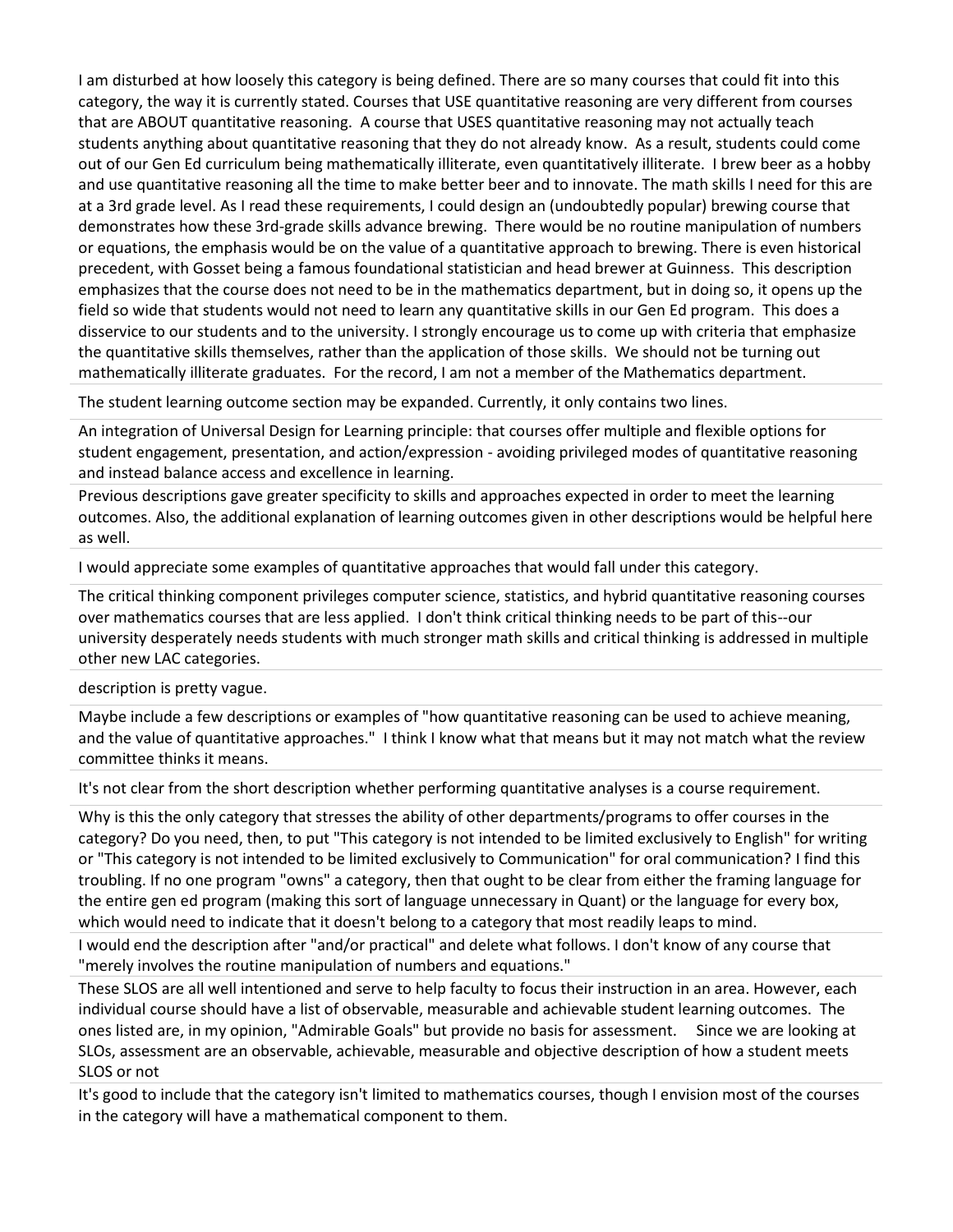I am disturbed at how loosely this category is being defined. There are so many courses that could fit into this category, the way it is currently stated. Courses that USE quantitative reasoning are very different from courses that are ABOUT quantitative reasoning. A course that USES quantitative reasoning may not actually teach students anything about quantitative reasoning that they do not already know. As a result, students could come out of our Gen Ed curriculum being mathematically illiterate, even quantitatively illiterate. I brew beer as a hobby and use quantitative reasoning all the time to make better beer and to innovate. The math skills I need for this are at a 3rd grade level. As I read these requirements, I could design an (undoubtedly popular) brewing course that demonstrates how these 3rd-grade skills advance brewing. There would be no routine manipulation of numbers or equations, the emphasis would be on the value of a quantitative approach to brewing. There is even historical precedent, with Gosset being a famous foundational statistician and head brewer at Guinness. This description emphasizes that the course does not need to be in the mathematics department, but in doing so, it opens up the field so wide that students would not need to learn any quantitative skills in our Gen Ed program. This does a disservice to our students and to the university. I strongly encourage us to come up with criteria that emphasize the quantitative skills themselves, rather than the application of those skills. We should not be turning out mathematically illiterate graduates. For the record, I am not a member of the Mathematics department.

The student learning outcome section may be expanded. Currently, it only contains two lines.

An integration of Universal Design for Learning principle: that courses offer multiple and flexible options for student engagement, presentation, and action/expression - avoiding privileged modes of quantitative reasoning and instead balance access and excellence in learning.

Previous descriptions gave greater specificity to skills and approaches expected in order to meet the learning outcomes. Also, the additional explanation of learning outcomes given in other descriptions would be helpful here as well.

I would appreciate some examples of quantitative approaches that would fall under this category.

The critical thinking component privileges computer science, statistics, and hybrid quantitative reasoning courses over mathematics courses that are less applied. I don't think critical thinking needs to be part of this--our university desperately needs students with much stronger math skills and critical thinking is addressed in multiple other new LAC categories.

description is pretty vague.

Maybe include a few descriptions or examples of "how quantitative reasoning can be used to achieve meaning, and the value of quantitative approaches." I think I know what that means but it may not match what the review committee thinks it means.

It's not clear from the short description whether performing quantitative analyses is a course requirement.

Why is this the only category that stresses the ability of other departments/programs to offer courses in the category? Do you need, then, to put "This category is not intended to be limited exclusively to English" for writing or "This category is not intended to be limited exclusively to Communication" for oral communication? I find this troubling. If no one program "owns" a category, then that ought to be clear from either the framing language for the entire gen ed program (making this sort of language unnecessary in Quant) or the language for every box, which would need to indicate that it doesn't belong to a category that most readily leaps to mind.

I would end the description after "and/or practical" and delete what follows. I don't know of any course that "merely involves the routine manipulation of numbers and equations."

These SLOS are all well intentioned and serve to help faculty to focus their instruction in an area. However, each individual course should have a list of observable, measurable and achievable student learning outcomes. The ones listed are, in my opinion, "Admirable Goals" but provide no basis for assessment. Since we are looking at SLOs, assessment are an observable, achievable, measurable and objective description of how a student meets SLOS or not

It's good to include that the category isn't limited to mathematics courses, though I envision most of the courses in the category will have a mathematical component to them.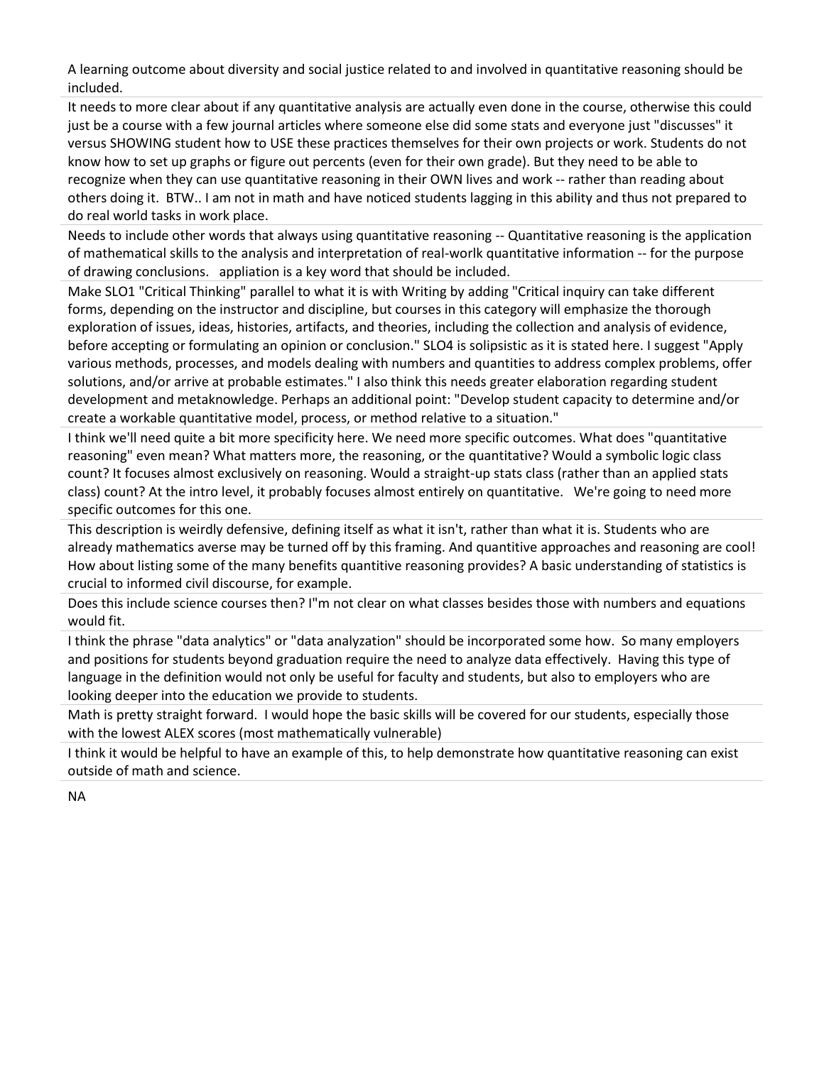A learning outcome about diversity and social justice related to and involved in quantitative reasoning should be included.

It needs to more clear about if any quantitative analysis are actually even done in the course, otherwise this could just be a course with a few journal articles where someone else did some stats and everyone just "discusses" it versus SHOWING student how to USE these practices themselves for their own projects or work. Students do not know how to set up graphs or figure out percents (even for their own grade). But they need to be able to recognize when they can use quantitative reasoning in their OWN lives and work -- rather than reading about others doing it. BTW.. I am not in math and have noticed students lagging in this ability and thus not prepared to do real world tasks in work place.

Needs to include other words that always using quantitative reasoning -- Quantitative reasoning is the application of mathematical skills to the analysis and interpretation of real-worlk quantitative information -- for the purpose of drawing conclusions. appliation is a key word that should be included.

Make SLO1 "Critical Thinking" parallel to what it is with Writing by adding "Critical inquiry can take different forms, depending on the instructor and discipline, but courses in this category will emphasize the thorough exploration of issues, ideas, histories, artifacts, and theories, including the collection and analysis of evidence, before accepting or formulating an opinion or conclusion." SLO4 is solipsistic as it is stated here. I suggest "Apply various methods, processes, and models dealing with numbers and quantities to address complex problems, offer solutions, and/or arrive at probable estimates." I also think this needs greater elaboration regarding student development and metaknowledge. Perhaps an additional point: "Develop student capacity to determine and/or create a workable quantitative model, process, or method relative to a situation."

I think we'll need quite a bit more specificity here. We need more specific outcomes. What does "quantitative reasoning" even mean? What matters more, the reasoning, or the quantitative? Would a symbolic logic class count? It focuses almost exclusively on reasoning. Would a straight-up stats class (rather than an applied stats class) count? At the intro level, it probably focuses almost entirely on quantitative. We're going to need more specific outcomes for this one.

This description is weirdly defensive, defining itself as what it isn't, rather than what it is. Students who are already mathematics averse may be turned off by this framing. And quantitive approaches and reasoning are cool! How about listing some of the many benefits quantitive reasoning provides? A basic understanding of statistics is crucial to informed civil discourse, for example.

Does this include science courses then? I"m not clear on what classes besides those with numbers and equations would fit.

I think the phrase "data analytics" or "data analyzation" should be incorporated some how. So many employers and positions for students beyond graduation require the need to analyze data effectively. Having this type of language in the definition would not only be useful for faculty and students, but also to employers who are looking deeper into the education we provide to students.

Math is pretty straight forward. I would hope the basic skills will be covered for our students, especially those with the lowest ALEX scores (most mathematically vulnerable)

I think it would be helpful to have an example of this, to help demonstrate how quantitative reasoning can exist outside of math and science.

NA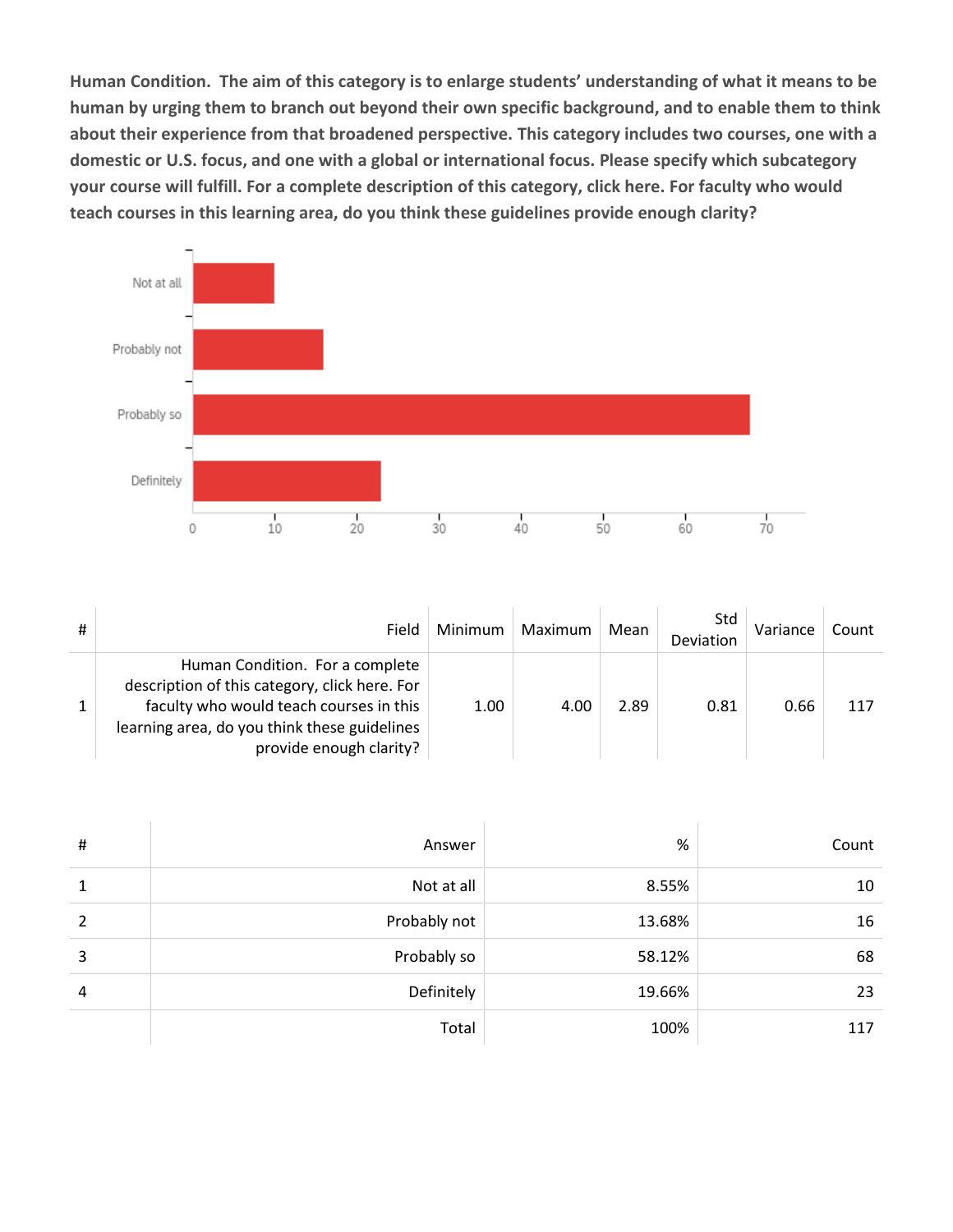**Human Condition. The aim of this category is to enlarge students' understanding of what it means to be human by urging them to branch out beyond their own specific background, and to enable them to think about their experience from that broadened perspective. This category includes two courses, one with a domestic or U.S. focus, and one with a global or international focus. Please specify which subcategory your course will fulfill. For a complete description of this category, click here. For faculty who would teach courses in this learning area, do you think these guidelines provide enough clarity?**

| # | Field | Minimum | Maximum | Mean | Std Deviation | Variance | Count |
|---|---|---|---|---|---|---|---|
| 1 | Human Condition. For a complete description of this category, click here. For faculty who would teach courses in this learning area, do you think these guidelines provide enough clarity? | 1.00 | 4.00 | 2.89 | 0.81 | 0.66 | 117 |

| # | Answer | % | Count |
|---|---|---|---|
| 1 | Not at all | 8.55% | 10 |
| 2 | Probably not | 13.68% | 16 |
| 3 | Probably so | 58.12% | 68 |
| 4 | Definitely | 19.66% | 23 |
| | Total | 100% | 117 |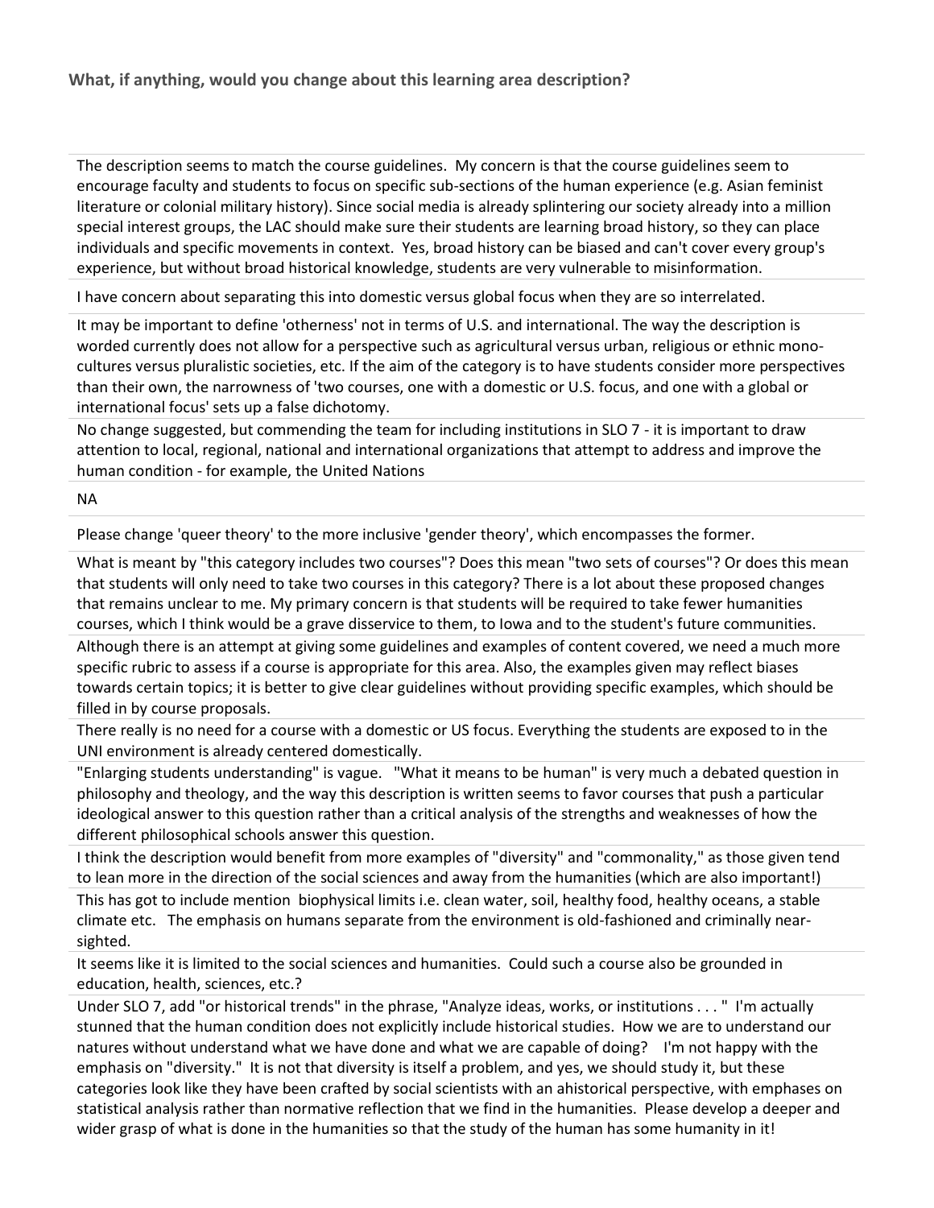**What, if anything, would you change about this learning area description?**

The description seems to match the course guidelines. My concern is that the course guidelines seem to encourage faculty and students to focus on specific sub-sections of the human experience (e.g. Asian feminist literature or colonial military history). Since social media is already splintering our society already into a million special interest groups, the LAC should make sure their students are learning broad history, so they can place individuals and specific movements in context. Yes, broad history can be biased and can't cover every group's experience, but without broad historical knowledge, students are very vulnerable to misinformation.

I have concern about separating this into domestic versus global focus when they are so interrelated.

It may be important to define 'otherness' not in terms of U.S. and international. The way the description is worded currently does not allow for a perspective such as agricultural versus urban, religious or ethnic mono-cultures versus pluralistic societies, etc. If the aim of the category is to have students consider more perspectives than their own, the narrowness of 'two courses, one with a domestic or U.S. focus, and one with a global or international focus' sets up a false dichotomy.

No change suggested, but commending the team for including institutions in SLO 7 - it is important to draw attention to local, regional, national and international organizations that attempt to address and improve the human condition - for example, the United Nations

NA

Please change 'queer theory' to the more inclusive 'gender theory', which encompasses the former.

What is meant by "this category includes two courses"? Does this mean "two sets of courses"? Or does this mean that students will only need to take two courses in this category? There is a lot about these proposed changes that remains unclear to me. My primary concern is that students will be required to take fewer humanities courses, which I think would be a grave disservice to them, to Iowa and to the student's future communities.

Although there is an attempt at giving some guidelines and examples of content covered, we need a much more specific rubric to assess if a course is appropriate for this area. Also, the examples given may reflect biases towards certain topics; it is better to give clear guidelines without providing specific examples, which should be filled in by course proposals.

There really is no need for a course with a domestic or US focus. Everything the students are exposed to in the UNI environment is already centered domestically.

"Enlarging students understanding" is vague. "What it means to be human" is very much a debated question in philosophy and theology, and the way this description is written seems to favor courses that push a particular ideological answer to this question rather than a critical analysis of the strengths and weaknesses of how the different philosophical schools answer this question.

I think the description would benefit from more examples of "diversity" and "commonality," as those given tend to lean more in the direction of the social sciences and away from the humanities (which are also important!)

This has got to include mention biophysical limits i.e. clean water, soil, healthy food, healthy oceans, a stable climate etc. The emphasis on humans separate from the environment is old-fashioned and criminally near-sighted.

It seems like it is limited to the social sciences and humanities. Could such a course also be grounded in education, health, sciences, etc.?

Under SLO 7, add "or historical trends" in the phrase, "Analyze ideas, works, or institutions . . . " I'm actually stunned that the human condition does not explicitly include historical studies. How we are to understand our natures without understand what we have done and what we are capable of doing? I'm not happy with the emphasis on "diversity." It is not that diversity is itself a problem, and yes, we should study it, but these categories look like they have been crafted by social scientists with an ahistorical perspective, with emphases on statistical analysis rather than normative reflection that we find in the humanities. Please develop a deeper and wider grasp of what is done in the humanities so that the study of the human has some humanity in it!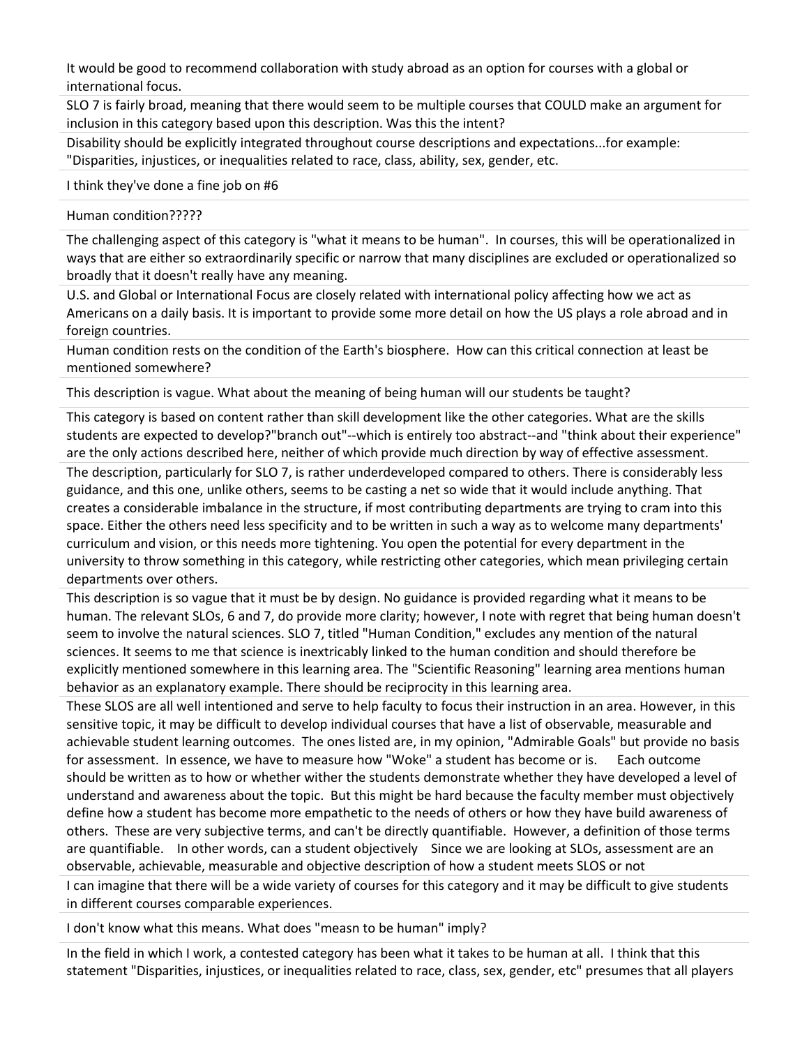It would be good to recommend collaboration with study abroad as an option for courses with a global or international focus.

SLO 7 is fairly broad, meaning that there would seem to be multiple courses that COULD make an argument for inclusion in this category based upon this description. Was this the intent?

Disability should be explicitly integrated throughout course descriptions and expectations...for example: "Disparities, injustices, or inequalities related to race, class, ability, sex, gender, etc.

I think they've done a fine job on #6

Human condition?????

The challenging aspect of this category is "what it means to be human". In courses, this will be operationalized in ways that are either so extraordinarily specific or narrow that many disciplines are excluded or operationalized so broadly that it doesn't really have any meaning.

U.S. and Global or International Focus are closely related with international policy affecting how we act as Americans on a daily basis. It is important to provide some more detail on how the US plays a role abroad and in foreign countries.

Human condition rests on the condition of the Earth's biosphere. How can this critical connection at least be mentioned somewhere?

This description is vague. What about the meaning of being human will our students be taught?

This category is based on content rather than skill development like the other categories. What are the skills students are expected to develop?"branch out"--which is entirely too abstract--and "think about their experience" are the only actions described here, neither of which provide much direction by way of effective assessment.

The description, particularly for SLO 7, is rather underdeveloped compared to others. There is considerably less guidance, and this one, unlike others, seems to be casting a net so wide that it would include anything. That creates a considerable imbalance in the structure, if most contributing departments are trying to cram into this space. Either the others need less specificity and to be written in such a way as to welcome many departments' curriculum and vision, or this needs more tightening. You open the potential for every department in the university to throw something in this category, while restricting other categories, which mean privileging certain departments over others.

This description is so vague that it must be by design. No guidance is provided regarding what it means to be human. The relevant SLOs, 6 and 7, do provide more clarity; however, I note with regret that being human doesn't seem to involve the natural sciences. SLO 7, titled "Human Condition," excludes any mention of the natural sciences. It seems to me that science is inextricably linked to the human condition and should therefore be explicitly mentioned somewhere in this learning area. The "Scientific Reasoning" learning area mentions human behavior as an explanatory example. There should be reciprocity in this learning area.

These SLOS are all well intentioned and serve to help faculty to focus their instruction in an area. However, in this sensitive topic, it may be difficult to develop individual courses that have a list of observable, measurable and achievable student learning outcomes. The ones listed are, in my opinion, "Admirable Goals" but provide no basis for assessment. In essence, we have to measure how "Woke" a student has become or is. Each outcome should be written as to how or whether wither the students demonstrate whether they have developed a level of understand and awareness about the topic. But this might be hard because the faculty member must objectively define how a student has become more empathetic to the needs of others or how they have build awareness of others. These are very subjective terms, and can't be directly quantifiable. However, a definition of those terms are quantifiable. In other words, can a student objectively Since we are looking at SLOs, assessment are an observable, achievable, measurable and objective description of how a student meets SLOS or not

I can imagine that there will be a wide variety of courses for this category and it may be difficult to give students in different courses comparable experiences.

I don't know what this means. What does "measn to be human" imply?

In the field in which I work, a contested category has been what it takes to be human at all. I think that this statement "Disparities, injustices, or inequalities related to race, class, sex, gender, etc" presumes that all players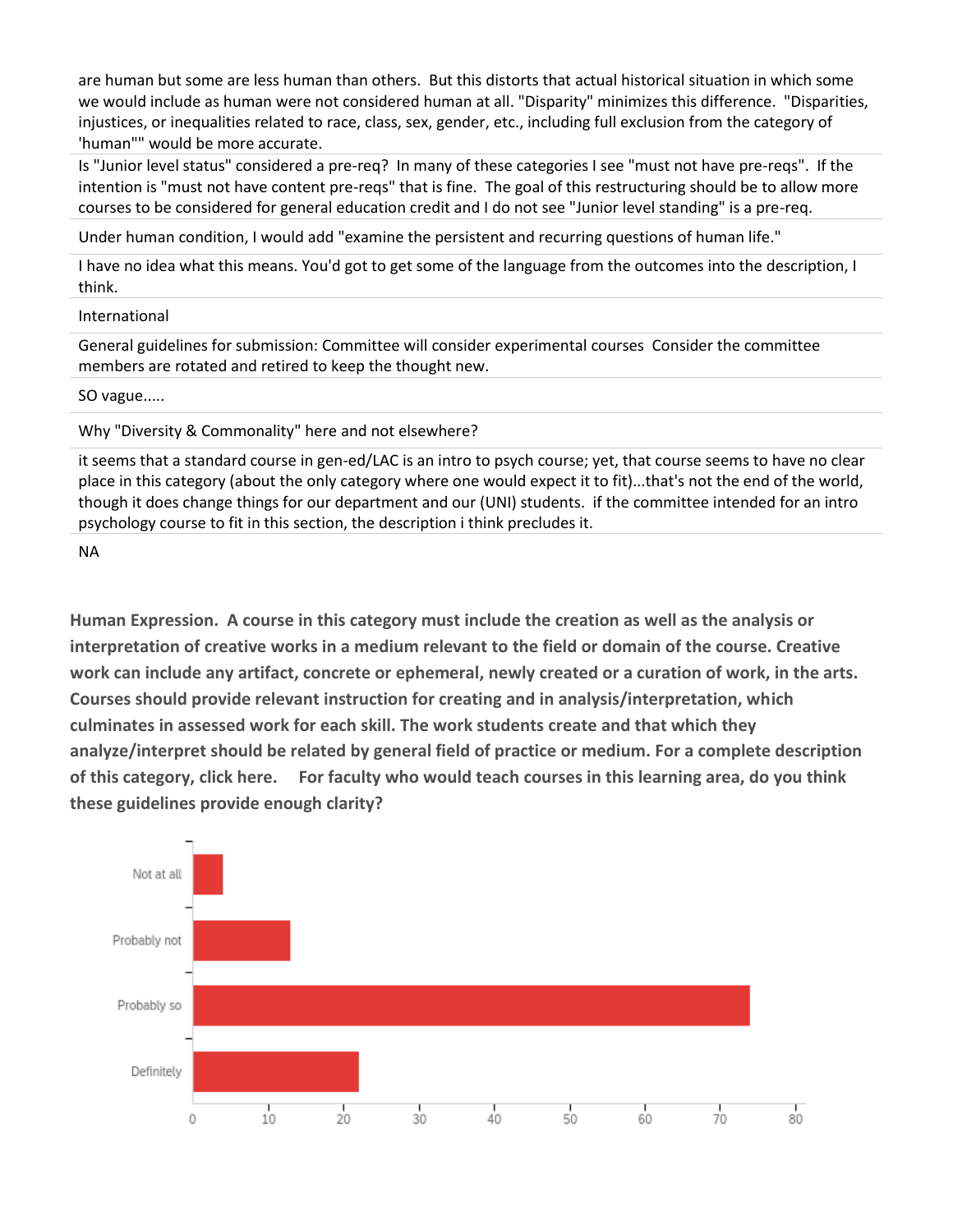are human but some are less human than others. But this distorts that actual historical situation in which some we would include as human were not considered human at all. "Disparity" minimizes this difference. "Disparities, injustices, or inequalities related to race, class, sex, gender, etc., including full exclusion from the category of 'human'" would be more accurate.

Is "Junior level status" considered a pre-req? In many of these categories I see "must not have pre-reqs". If the intention is "must not have content pre-reqs" that is fine. The goal of this restructuring should be to allow more courses to be considered for general education credit and I do not see "Junior level standing" is a pre-req.

Under human condition, I would add "examine the persistent and recurring questions of human life."

I have no idea what this means. You'd got to get some of the language from the outcomes into the description, I think.

International

General guidelines for submission: Committee will consider experimental courses Consider the committee members are rotated and retired to keep the thought new.

SO vague.....

Why "Diversity & Commonality" here and not elsewhere?

it seems that a standard course in gen-ed/LAC is an intro to psych course; yet, that course seems to have no clear place in this category (about the only category where one would expect it to fit)...that's not the end of the world, though it does change things for our department and our (UNI) students. if the committee intended for an intro psychology course to fit in this section, the description i think precludes it.

NA

**Human Expression. A course in this category must include the creation as well as the analysis or interpretation of creative works in a medium relevant to the field or domain of the course. Creative work can include any artifact, concrete or ephemeral, newly created or a curation of work, in the arts. Courses should provide relevant instruction for creating and in analysis/interpretation, which culminates in assessed work for each skill. The work students create and that which they analyze/interpret should be related by general field of practice or medium. For a complete description of this category, click here. For faculty who would teach courses in this learning area, do you think these guidelines provide enough clarity?**

| Response | Count (approx.) |
|---|---|
| Not at all | 4 |
| Probably not | 13 |
| Probably so | 74 |
| Definitely | 22 |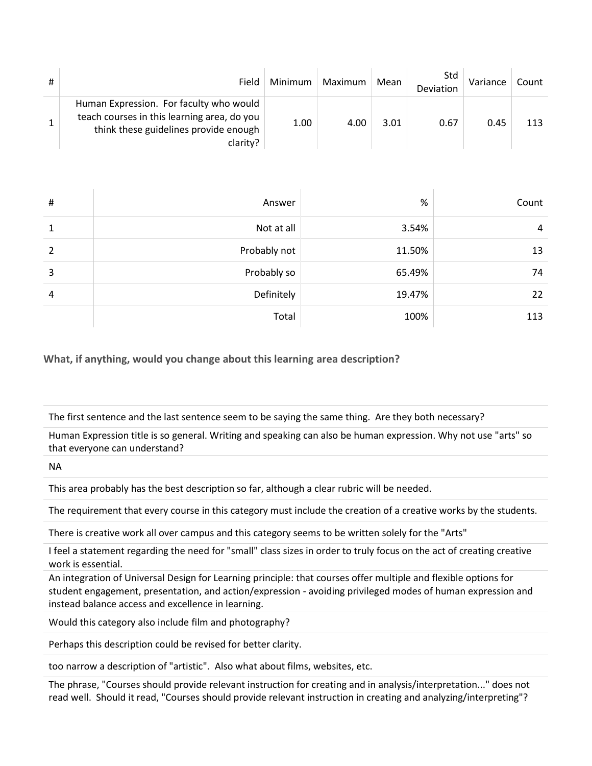| # | Field | Minimum | Maximum | Mean | Std Deviation | Variance | Count |
|---|---|---|---|---|---|---|---|
| 1 | Human Expression. For faculty who would teach courses in this learning area, do you think these guidelines provide enough clarity? | 1.00 | 4.00 | 3.01 | 0.67 | 0.45 | 113 |

| # | Answer | % | Count |
|---|---|---|---|
| 1 | Not at all | 3.54% | 4 |
| 2 | Probably not | 11.50% | 13 |
| 3 | Probably so | 65.49% | 74 |
| 4 | Definitely | 19.47% | 22 |
| | Total | 100% | 113 |

### What, if anything, would you change about this learning area description?

| |
|---|
| The first sentence and the last sentence seem to be saying the same thing. Are they both necessary? |
| Human Expression title is so general. Writing and speaking can also be human expression. Why not use "arts" so that everyone can understand? |
| NA |
| This area probably has the best description so far, although a clear rubric will be needed. |
| The requirement that every course in this category must include the creation of a creative works by the students. |
| There is creative work all over campus and this category seems to be written solely for the "Arts" |
| I feel a statement regarding the need for "small" class sizes in order to truly focus on the act of creating creative work is essential. |
| An integration of Universal Design for Learning principle: that courses offer multiple and flexible options for student engagement, presentation, and action/expression - avoiding privileged modes of human expression and instead balance access and excellence in learning. |
| Would this category also include film and photography? |
| Perhaps this description could be revised for better clarity. |
| too narrow a description of "artistic". Also what about films, websites, etc. |
| The phrase, "Courses should provide relevant instruction for creating and in analysis/interpretation..." does not read well. Should it read, "Courses should provide relevant instruction in creating and analyzing/interpreting"? |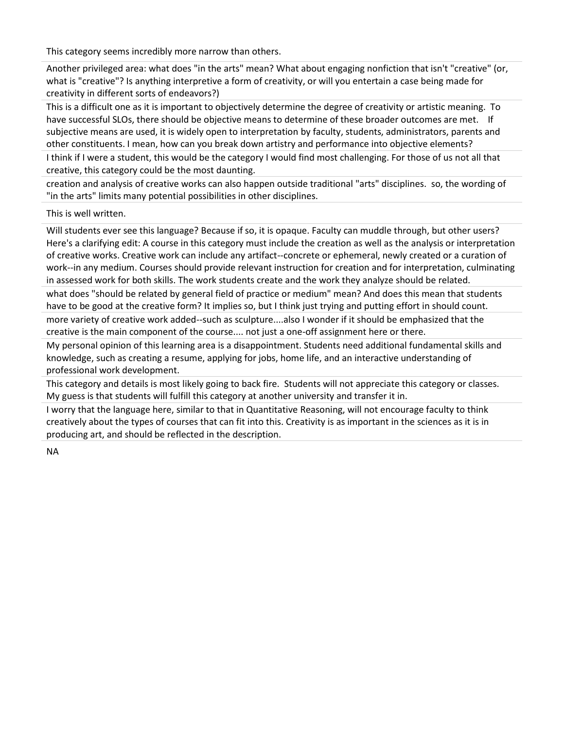This category seems incredibly more narrow than others.

Another privileged area: what does "in the arts" mean? What about engaging nonfiction that isn't "creative" (or, what is "creative"? Is anything interpretive a form of creativity, or will you entertain a case being made for creativity in different sorts of endeavors?)

This is a difficult one as it is important to objectively determine the degree of creativity or artistic meaning. To have successful SLOs, there should be objective means to determine of these broader outcomes are met. If subjective means are used, it is widely open to interpretation by faculty, students, administrators, parents and other constituents. I mean, how can you break down artistry and performance into objective elements?

I think if I were a student, this would be the category I would find most challenging. For those of us not all that creative, this category could be the most daunting.

creation and analysis of creative works can also happen outside traditional "arts" disciplines. so, the wording of "in the arts" limits many potential possibilities in other disciplines.

This is well written.

Will students ever see this language? Because if so, it is opaque. Faculty can muddle through, but other users? Here's a clarifying edit: A course in this category must include the creation as well as the analysis or interpretation of creative works. Creative work can include any artifact--concrete or ephemeral, newly created or a curation of work--in any medium. Courses should provide relevant instruction for creation and for interpretation, culminating in assessed work for both skills. The work students create and the work they analyze should be related.

what does "should be related by general field of practice or medium" mean? And does this mean that students have to be good at the creative form? It implies so, but I think just trying and putting effort in should count.

more variety of creative work added--such as sculpture....also I wonder if it should be emphasized that the creative is the main component of the course.... not just a one-off assignment here or there.

My personal opinion of this learning area is a disappointment. Students need additional fundamental skills and knowledge, such as creating a resume, applying for jobs, home life, and an interactive understanding of professional work development.

This category and details is most likely going to back fire. Students will not appreciate this category or classes. My guess is that students will fulfill this category at another university and transfer it in.

I worry that the language here, similar to that in Quantitative Reasoning, will not encourage faculty to think creatively about the types of courses that can fit into this. Creativity is as important in the sciences as it is in producing art, and should be reflected in the description.

NA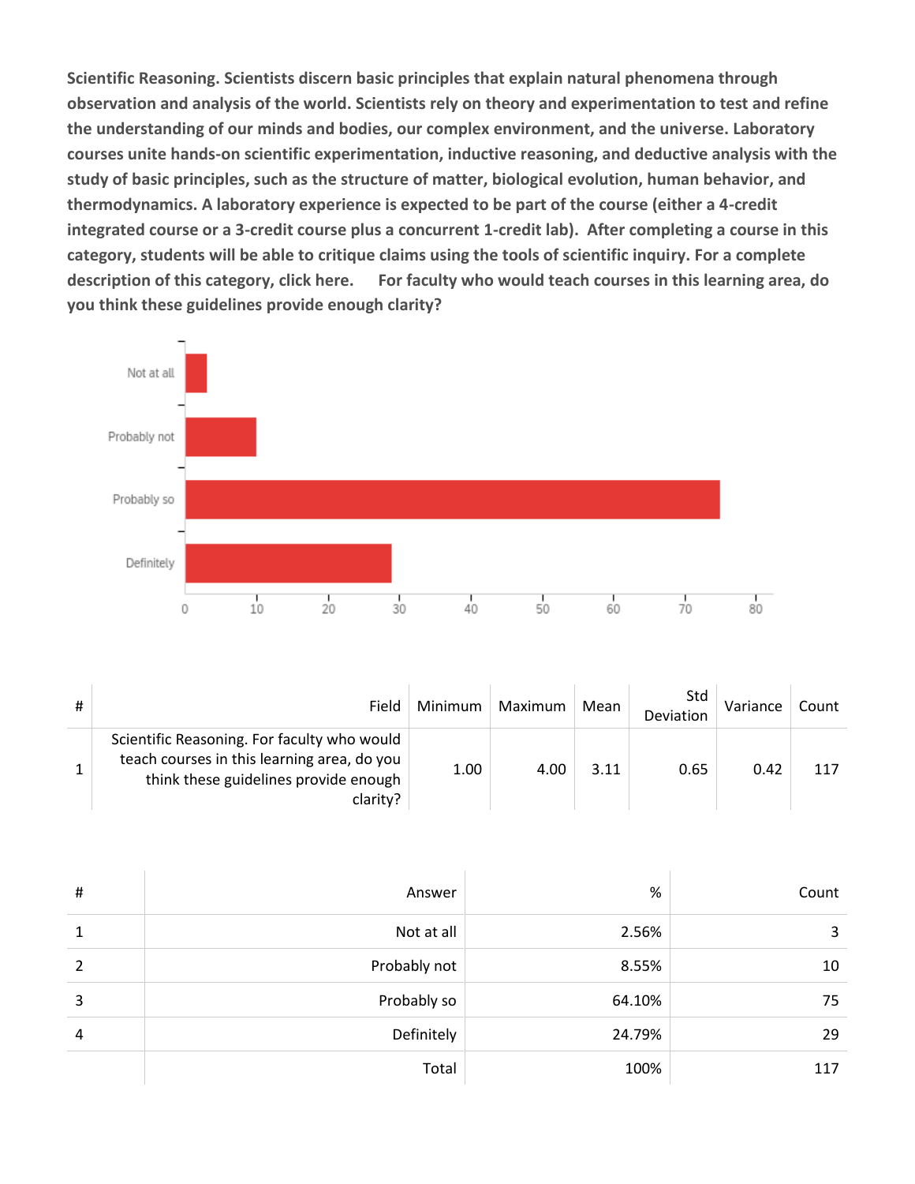**Scientific Reasoning. Scientists discern basic principles that explain natural phenomena through observation and analysis of the world. Scientists rely on theory and experimentation to test and refine the understanding of our minds and bodies, our complex environment, and the universe. Laboratory courses unite hands-on scientific experimentation, inductive reasoning, and deductive analysis with the study of basic principles, such as the structure of matter, biological evolution, human behavior, and thermodynamics. A laboratory experience is expected to be part of the course (either a 4-credit integrated course or a 3-credit course plus a concurrent 1-credit lab). After completing a course in this category, students will be able to critique claims using the tools of scientific inquiry. For a complete description of this category, click here. For faculty who would teach courses in this learning area, do you think these guidelines provide enough clarity?**

| # | Field | Minimum | Maximum | Mean | Std Deviation | Variance | Count |
|---|---|---|---|---|---|---|---|
| 1 | Scientific Reasoning. For faculty who would teach courses in this learning area, do you think these guidelines provide enough clarity? | 1.00 | 4.00 | 3.11 | 0.65 | 0.42 | 117 |

| # | Answer | % | Count |
|---|---|---|---|
| 1 | Not at all | 2.56% | 3 |
| 2 | Probably not | 8.55% | 10 |
| 3 | Probably so | 64.10% | 75 |
| 4 | Definitely | 24.79% | 29 |
| | Total | 100% | 117 |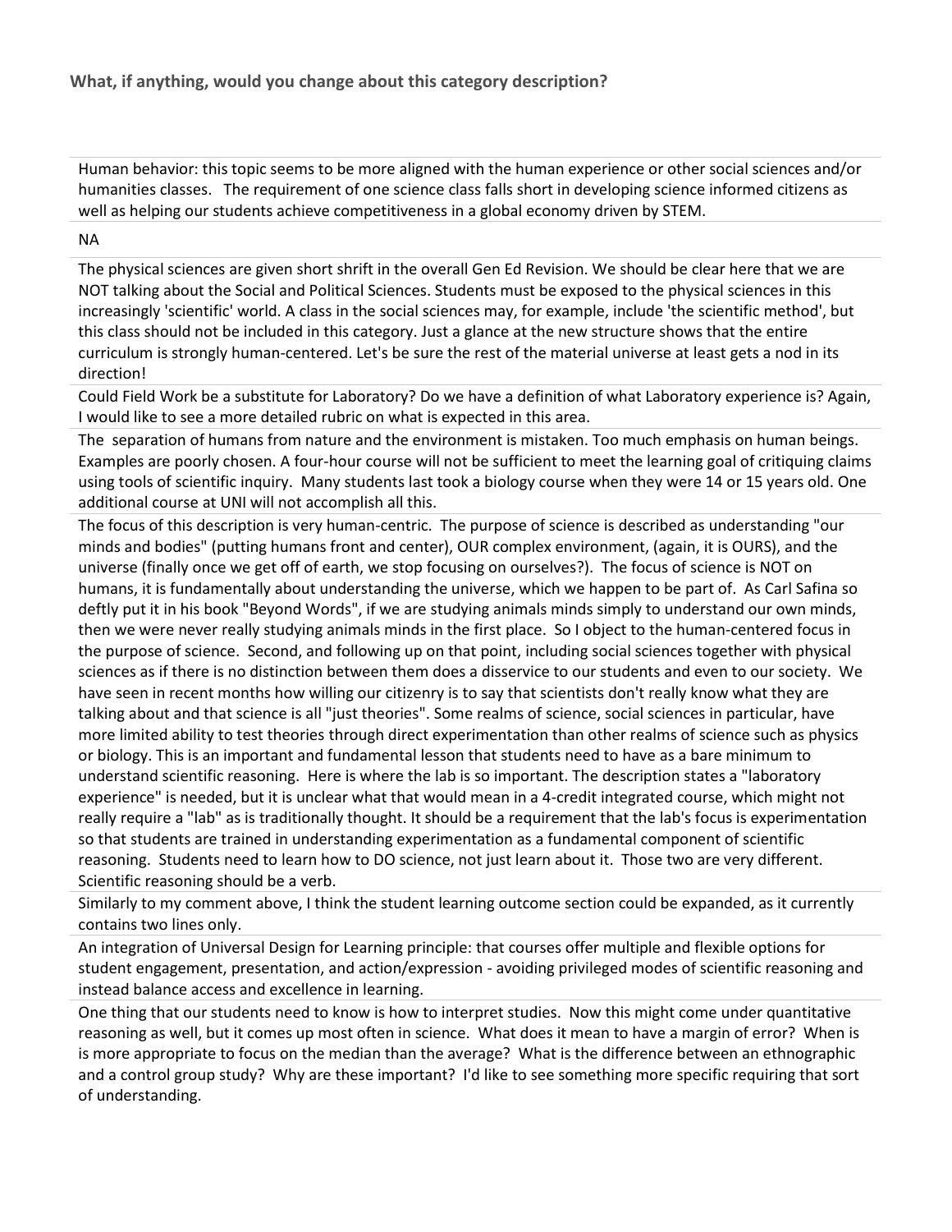**What, if anything, would you change about this category description?**

| |
|---|
| Human behavior: this topic seems to be more aligned with the human experience or other social sciences and/or humanities classes. The requirement of one science class falls short in developing science informed citizens as well as helping our students achieve competitiveness in a global economy driven by STEM. |
| NA |
| The physical sciences are given short shrift in the overall Gen Ed Revision. We should be clear here that we are NOT talking about the Social and Political Sciences. Students must be exposed to the physical sciences in this increasingly 'scientific' world. A class in the social sciences may, for example, include 'the scientific method', but this class should not be included in this category. Just a glance at the new structure shows that the entire curriculum is strongly human-centered. Let's be sure the rest of the material universe at least gets a nod in its direction! |
| Could Field Work be a substitute for Laboratory? Do we have a definition of what Laboratory experience is? Again, I would like to see a more detailed rubric on what is expected in this area. |
| The separation of humans from nature and the environment is mistaken. Too much emphasis on human beings. Examples are poorly chosen. A four-hour course will not be sufficient to meet the learning goal of critiquing claims using tools of scientific inquiry. Many students last took a biology course when they were 14 or 15 years old. One additional course at UNI will not accomplish all this. |
| The focus of this description is very human-centric. The purpose of science is described as understanding "our minds and bodies" (putting humans front and center), OUR complex environment, (again, it is OURS), and the universe (finally once we get off of earth, we stop focusing on ourselves?). The focus of science is NOT on humans, it is fundamentally about understanding the universe, which we happen to be part of. As Carl Safina so deftly put it in his book "Beyond Words", if we are studying animals minds simply to understand our own minds, then we were never really studying animals minds in the first place. So I object to the human-centered focus in the purpose of science. Second, and following up on that point, including social sciences together with physical sciences as if there is no distinction between them does a disservice to our students and even to our society. We have seen in recent months how willing our citizenry is to say that scientists don't really know what they are talking about and that science is all "just theories". Some realms of science, social sciences in particular, have more limited ability to test theories through direct experimentation than other realms of science such as physics or biology. This is an important and fundamental lesson that students need to have as a bare minimum to understand scientific reasoning. Here is where the lab is so important. The description states a "laboratory experience" is needed, but it is unclear what that would mean in a 4-credit integrated course, which might not really require a "lab" as is traditionally thought. It should be a requirement that the lab's focus is experimentation so that students are trained in understanding experimentation as a fundamental component of scientific reasoning. Students need to learn how to DO science, not just learn about it. Those two are very different. Scientific reasoning should be a verb. |
| Similarly to my comment above, I think the student learning outcome section could be expanded, as it currently contains two lines only. |
| An integration of Universal Design for Learning principle: that courses offer multiple and flexible options for student engagement, presentation, and action/expression - avoiding privileged modes of scientific reasoning and instead balance access and excellence in learning. |
| One thing that our students need to know is how to interpret studies. Now this might come under quantitative reasoning as well, but it comes up most often in science. What does it mean to have a margin of error? When is is more appropriate to focus on the median than the average? What is the difference between an ethnographic and a control group study? Why are these important? I'd like to see something more specific requiring that sort of understanding. |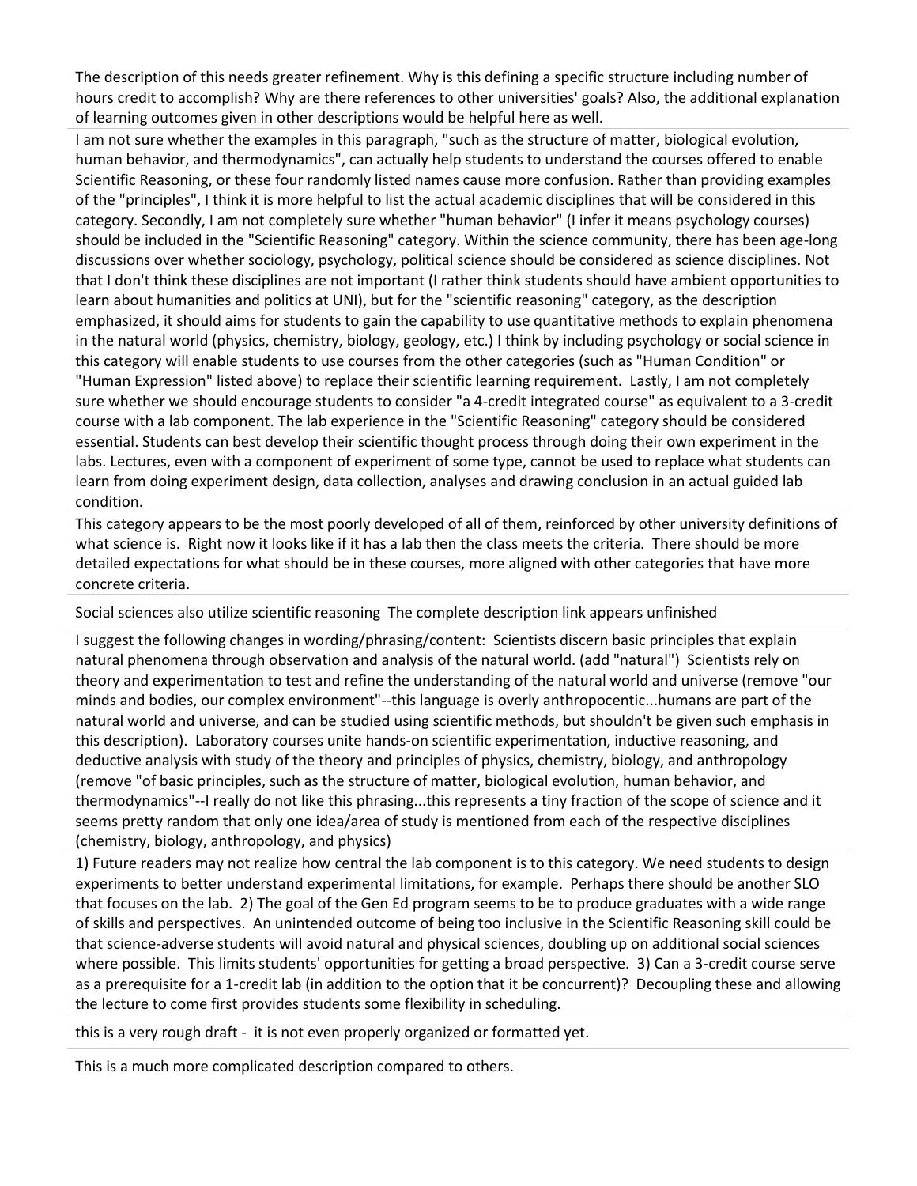The description of this needs greater refinement. Why is this defining a specific structure including number of hours credit to accomplish? Why are there references to other universities' goals? Also, the additional explanation of learning outcomes given in other descriptions would be helpful here as well.

---

I am not sure whether the examples in this paragraph, "such as the structure of matter, biological evolution, human behavior, and thermodynamics", can actually help students to understand the courses offered to enable Scientific Reasoning, or these four randomly listed names cause more confusion. Rather than providing examples of the "principles", I think it is more helpful to list the actual academic disciplines that will be considered in this category. Secondly, I am not completely sure whether "human behavior" (I infer it means psychology courses) should be included in the "Scientific Reasoning" category. Within the science community, there has been age-long discussions over whether sociology, psychology, political science should be considered as science disciplines. Not that I don't think these disciplines are not important (I rather think students should have ambient opportunities to learn about humanities and politics at UNI), but for the "scientific reasoning" category, as the description emphasized, it should aims for students to gain the capability to use quantitative methods to explain phenomena in the natural world (physics, chemistry, biology, geology, etc.) I think by including psychology or social science in this category will enable students to use courses from the other categories (such as "Human Condition" or "Human Expression" listed above) to replace their scientific learning requirement. Lastly, I am not completely sure whether we should encourage students to consider "a 4-credit integrated course" as equivalent to a 3-credit course with a lab component. The lab experience in the "Scientific Reasoning" category should be considered essential. Students can best develop their scientific thought process through doing their own experiment in the labs. Lectures, even with a component of experiment of some type, cannot be used to replace what students can learn from doing experiment design, data collection, analyses and drawing conclusion in an actual guided lab condition.

---

This category appears to be the most poorly developed of all of them, reinforced by other university definitions of what science is. Right now it looks like if it has a lab then the class meets the criteria. There should be more detailed expectations for what should be in these courses, more aligned with other categories that have more concrete criteria.

---

Social sciences also utilize scientific reasoning The complete description link appears unfinished

---

I suggest the following changes in wording/phrasing/content: Scientists discern basic principles that explain natural phenomena through observation and analysis of the natural world. (add "natural") Scientists rely on theory and experimentation to test and refine the understanding of the natural world and universe (remove "our minds and bodies, our complex environment"--this language is overly anthropocentic...humans are part of the natural world and universe, and can be studied using scientific methods, but shouldn't be given such emphasis in this description). Laboratory courses unite hands-on scientific experimentation, inductive reasoning, and deductive analysis with study of the theory and principles of physics, chemistry, biology, and anthropology (remove "of basic principles, such as the structure of matter, biological evolution, human behavior, and thermodynamics"--I really do not like this phrasing...this represents a tiny fraction of the scope of science and it seems pretty random that only one idea/area of study is mentioned from each of the respective disciplines (chemistry, biology, anthropology, and physics)

---

1) Future readers may not realize how central the lab component is to this category. We need students to design experiments to better understand experimental limitations, for example. Perhaps there should be another SLO that focuses on the lab. 2) The goal of the Gen Ed program seems to be to produce graduates with a wide range of skills and perspectives. An unintended outcome of being too inclusive in the Scientific Reasoning skill could be that science-adverse students will avoid natural and physical sciences, doubling up on additional social sciences where possible. This limits students' opportunities for getting a broad perspective. 3) Can a 3-credit course serve as a prerequisite for a 1-credit lab (in addition to the option that it be concurrent)? Decoupling these and allowing the lecture to come first provides students some flexibility in scheduling.

---

this is a very rough draft - it is not even properly organized or formatted yet.

---

This is a much more complicated description compared to others.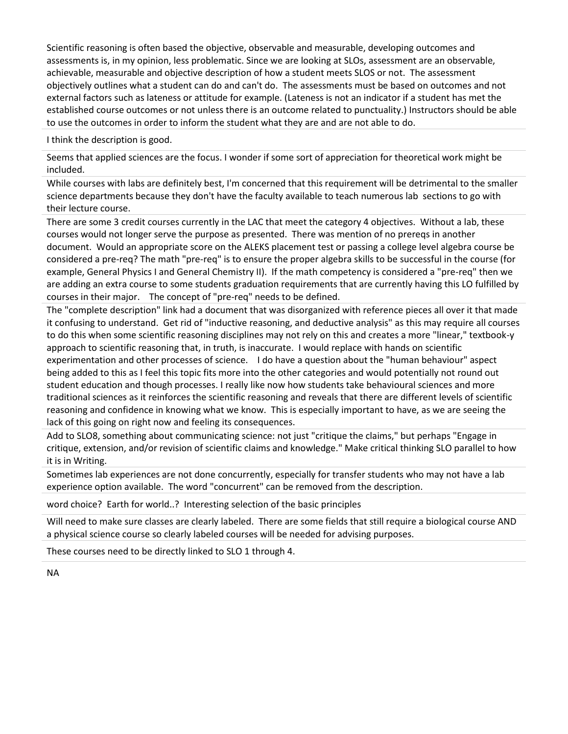Scientific reasoning is often based the objective, observable and measurable, developing outcomes and assessments is, in my opinion, less problematic. Since we are looking at SLOs, assessment are an observable, achievable, measurable and objective description of how a student meets SLOS or not. The assessment objectively outlines what a student can do and can't do. The assessments must be based on outcomes and not external factors such as lateness or attitude for example. (Lateness is not an indicator if a student has met the established course outcomes or not unless there is an outcome related to punctuality.) Instructors should be able to use the outcomes in order to inform the student what they are and are not able to do.

---

I think the description is good.

---

Seems that applied sciences are the focus. I wonder if some sort of appreciation for theoretical work might be included.

---

While courses with labs are definitely best, I'm concerned that this requirement will be detrimental to the smaller science departments because they don't have the faculty available to teach numerous lab sections to go with their lecture course.

---

There are some 3 credit courses currently in the LAC that meet the category 4 objectives. Without a lab, these courses would not longer serve the purpose as presented. There was mention of no prereqs in another document. Would an appropriate score on the ALEKS placement test or passing a college level algebra course be considered a pre-req? The math "pre-req" is to ensure the proper algebra skills to be successful in the course (for example, General Physics I and General Chemistry II). If the math competency is considered a "pre-req" then we are adding an extra course to some students graduation requirements that are currently having this LO fulfilled by courses in their major. The concept of "pre-req" needs to be defined.

---

The "complete description" link had a document that was disorganized with reference pieces all over it that made it confusing to understand. Get rid of "inductive reasoning, and deductive analysis" as this may require all courses to do this when some scientific reasoning disciplines may not rely on this and creates a more "linear," textbook-y approach to scientific reasoning that, in truth, is inaccurate. I would replace with hands on scientific experimentation and other processes of science. I do have a question about the "human behaviour" aspect being added to this as I feel this topic fits more into the other categories and would potentially not round out student education and though processes. I really like now how students take behavioural sciences and more traditional sciences as it reinforces the scientific reasoning and reveals that there are different levels of scientific reasoning and confidence in knowing what we know. This is especially important to have, as we are seeing the lack of this going on right now and feeling its consequences.

---

Add to SLO8, something about communicating science: not just "critique the claims," but perhaps "Engage in critique, extension, and/or revision of scientific claims and knowledge." Make critical thinking SLO parallel to how it is in Writing.

---

Sometimes lab experiences are not done concurrently, especially for transfer students who may not have a lab experience option available. The word "concurrent" can be removed from the description.

---

word choice? Earth for world..? Interesting selection of the basic principles

---

Will need to make sure classes are clearly labeled. There are some fields that still require a biological course AND a physical science course so clearly labeled courses will be needed for advising purposes.

---

These courses need to be directly linked to SLO 1 through 4.

---

NA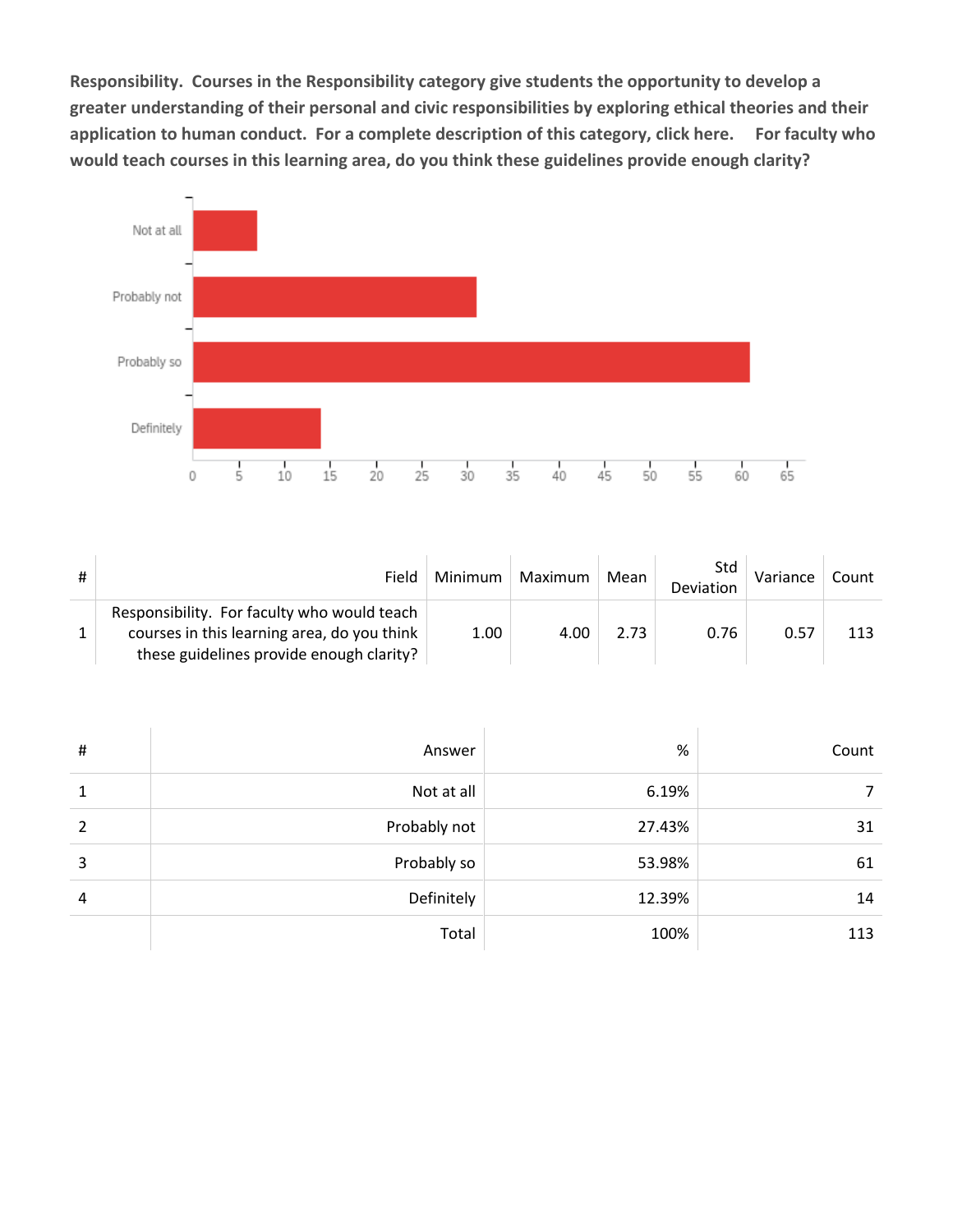**Responsibility. Courses in the Responsibility category give students the opportunity to develop a greater understanding of their personal and civic responsibilities by exploring ethical theories and their application to human conduct. For a complete description of this category, click here. For faculty who would teach courses in this learning area, do you think these guidelines provide enough clarity?**

| # | Field | Minimum | Maximum | Mean | Std Deviation | Variance | Count |
|---|---|---|---|---|---|---|---|
| 1 | Responsibility. For faculty who would teach courses in this learning area, do you think these guidelines provide enough clarity? | 1.00 | 4.00 | 2.73 | 0.76 | 0.57 | 113 |

| # | Answer | % | Count |
|---|---|---|---|
| 1 | Not at all | 6.19% | 7 |
| 2 | Probably not | 27.43% | 31 |
| 3 | Probably so | 53.98% | 61 |
| 4 | Definitely | 12.39% | 14 |
| | Total | 100% | 113 |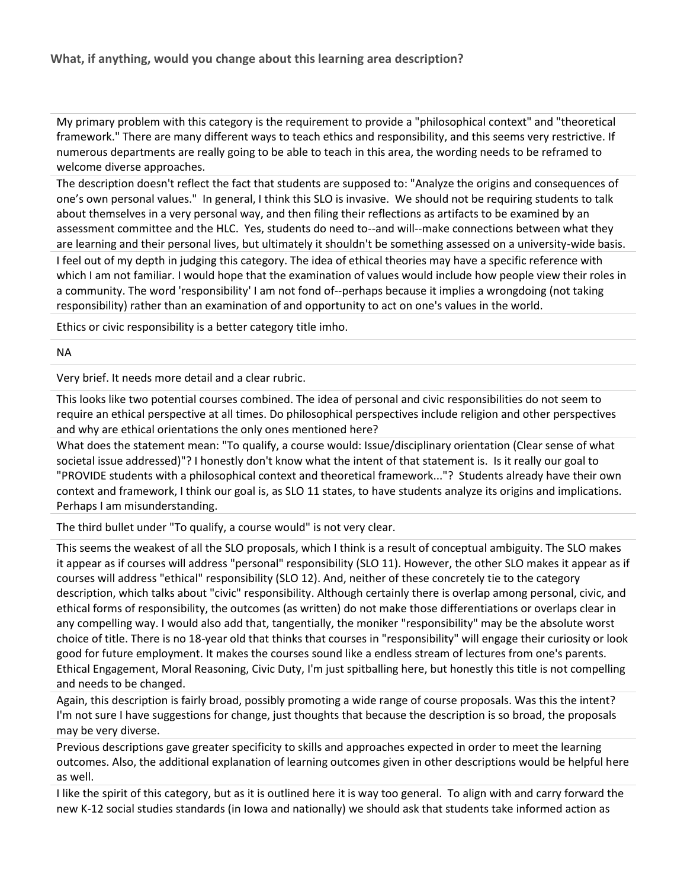### What, if anything, would you change about this learning area description?

My primary problem with this category is the requirement to provide a "philosophical context" and "theoretical framework." There are many different ways to teach ethics and responsibility, and this seems very restrictive. If numerous departments are really going to be able to teach in this area, the wording needs to be reframed to welcome diverse approaches.

The description doesn't reflect the fact that students are supposed to: "Analyze the origins and consequences of one's own personal values." In general, I think this SLO is invasive. We should not be requiring students to talk about themselves in a very personal way, and then filing their reflections as artifacts to be examined by an assessment committee and the HLC. Yes, students do need to--and will--make connections between what they are learning and their personal lives, but ultimately it shouldn't be something assessed on a university-wide basis.

I feel out of my depth in judging this category. The idea of ethical theories may have a specific reference with which I am not familiar. I would hope that the examination of values would include how people view their roles in a community. The word 'responsibility' I am not fond of--perhaps because it implies a wrongdoing (not taking responsibility) rather than an examination of and opportunity to act on one's values in the world.

Ethics or civic responsibility is a better category title imho.

NA

Very brief. It needs more detail and a clear rubric.

This looks like two potential courses combined. The idea of personal and civic responsibilities do not seem to require an ethical perspective at all times. Do philosophical perspectives include religion and other perspectives and why are ethical orientations the only ones mentioned here?

What does the statement mean: "To qualify, a course would: Issue/disciplinary orientation (Clear sense of what societal issue addressed)"? I honestly don't know what the intent of that statement is. Is it really our goal to "PROVIDE students with a philosophical context and theoretical framework..."? Students already have their own context and framework, I think our goal is, as SLO 11 states, to have students analyze its origins and implications. Perhaps I am misunderstanding.

The third bullet under "To qualify, a course would" is not very clear.

This seems the weakest of all the SLO proposals, which I think is a result of conceptual ambiguity. The SLO makes it appear as if courses will address "personal" responsibility (SLO 11). However, the other SLO makes it appear as if courses will address "ethical" responsibility (SLO 12). And, neither of these concretely tie to the category description, which talks about "civic" responsibility. Although certainly there is overlap among personal, civic, and ethical forms of responsibility, the outcomes (as written) do not make those differentiations or overlaps clear in any compelling way. I would also add that, tangentially, the moniker "responsibility" may be the absolute worst choice of title. There is no 18-year old that thinks that courses in "responsibility" will engage their curiosity or look good for future employment. It makes the courses sound like a endless stream of lectures from one's parents. Ethical Engagement, Moral Reasoning, Civic Duty, I'm just spitballing here, but honestly this title is not compelling and needs to be changed.

Again, this description is fairly broad, possibly promoting a wide range of course proposals. Was this the intent? I'm not sure I have suggestions for change, just thoughts that because the description is so broad, the proposals may be very diverse.

Previous descriptions gave greater specificity to skills and approaches expected in order to meet the learning outcomes. Also, the additional explanation of learning outcomes given in other descriptions would be helpful here as well.

I like the spirit of this category, but as it is outlined here it is way too general. To align with and carry forward the new K-12 social studies standards (in Iowa and nationally) we should ask that students take informed action as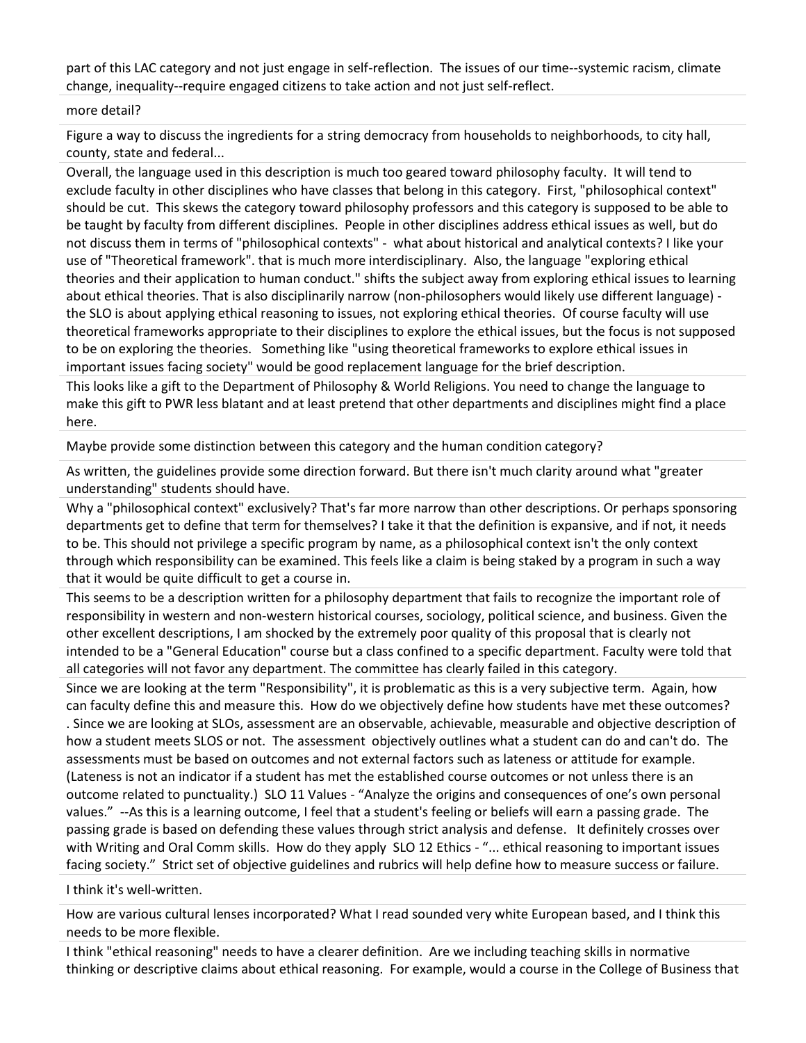part of this LAC category and not just engage in self-reflection. The issues of our time--systemic racism, climate change, inequality--require engaged citizens to take action and not just self-reflect.

more detail?

Figure a way to discuss the ingredients for a string democracy from households to neighborhoods, to city hall, county, state and federal...

Overall, the language used in this description is much too geared toward philosophy faculty. It will tend to exclude faculty in other disciplines who have classes that belong in this category. First, "philosophical context" should be cut. This skews the category toward philosophy professors and this category is supposed to be able to be taught by faculty from different disciplines. People in other disciplines address ethical issues as well, but do not discuss them in terms of "philosophical contexts" - what about historical and analytical contexts? I like your use of "Theoretical framework". that is much more interdisciplinary. Also, the language "exploring ethical theories and their application to human conduct." shifts the subject away from exploring ethical issues to learning about ethical theories. That is also disciplinarily narrow (non-philosophers would likely use different language) - the SLO is about applying ethical reasoning to issues, not exploring ethical theories. Of course faculty will use theoretical frameworks appropriate to their disciplines to explore the ethical issues, but the focus is not supposed to be on exploring the theories. Something like "using theoretical frameworks to explore ethical issues in important issues facing society" would be good replacement language for the brief description.

This looks like a gift to the Department of Philosophy & World Religions. You need to change the language to make this gift to PWR less blatant and at least pretend that other departments and disciplines might find a place here.

Maybe provide some distinction between this category and the human condition category?

As written, the guidelines provide some direction forward. But there isn't much clarity around what "greater understanding" students should have.

Why a "philosophical context" exclusively? That's far more narrow than other descriptions. Or perhaps sponsoring departments get to define that term for themselves? I take it that the definition is expansive, and if not, it needs to be. This should not privilege a specific program by name, as a philosophical context isn't the only context through which responsibility can be examined. This feels like a claim is being staked by a program in such a way that it would be quite difficult to get a course in.

This seems to be a description written for a philosophy department that fails to recognize the important role of responsibility in western and non-western historical courses, sociology, political science, and business. Given the other excellent descriptions, I am shocked by the extremely poor quality of this proposal that is clearly not intended to be a "General Education" course but a class confined to a specific department. Faculty were told that all categories will not favor any department. The committee has clearly failed in this category.

Since we are looking at the term "Responsibility", it is problematic as this is a very subjective term. Again, how can faculty define this and measure this. How do we objectively define how students have met these outcomes? . Since we are looking at SLOs, assessment are an observable, achievable, measurable and objective description of how a student meets SLOS or not. The assessment objectively outlines what a student can do and can't do. The assessments must be based on outcomes and not external factors such as lateness or attitude for example. (Lateness is not an indicator if a student has met the established course outcomes or not unless there is an outcome related to punctuality.) SLO 11 Values - "Analyze the origins and consequences of one's own personal values." --As this is a learning outcome, I feel that a student's feeling or beliefs will earn a passing grade. The passing grade is based on defending these values through strict analysis and defense. It definitely crosses over with Writing and Oral Comm skills. How do they apply SLO 12 Ethics - "... ethical reasoning to important issues facing society." Strict set of objective guidelines and rubrics will help define how to measure success or failure.

I think it's well-written.

How are various cultural lenses incorporated? What I read sounded very white European based, and I think this needs to be more flexible.

I think "ethical reasoning" needs to have a clearer definition. Are we including teaching skills in normative thinking or descriptive claims about ethical reasoning. For example, would a course in the College of Business that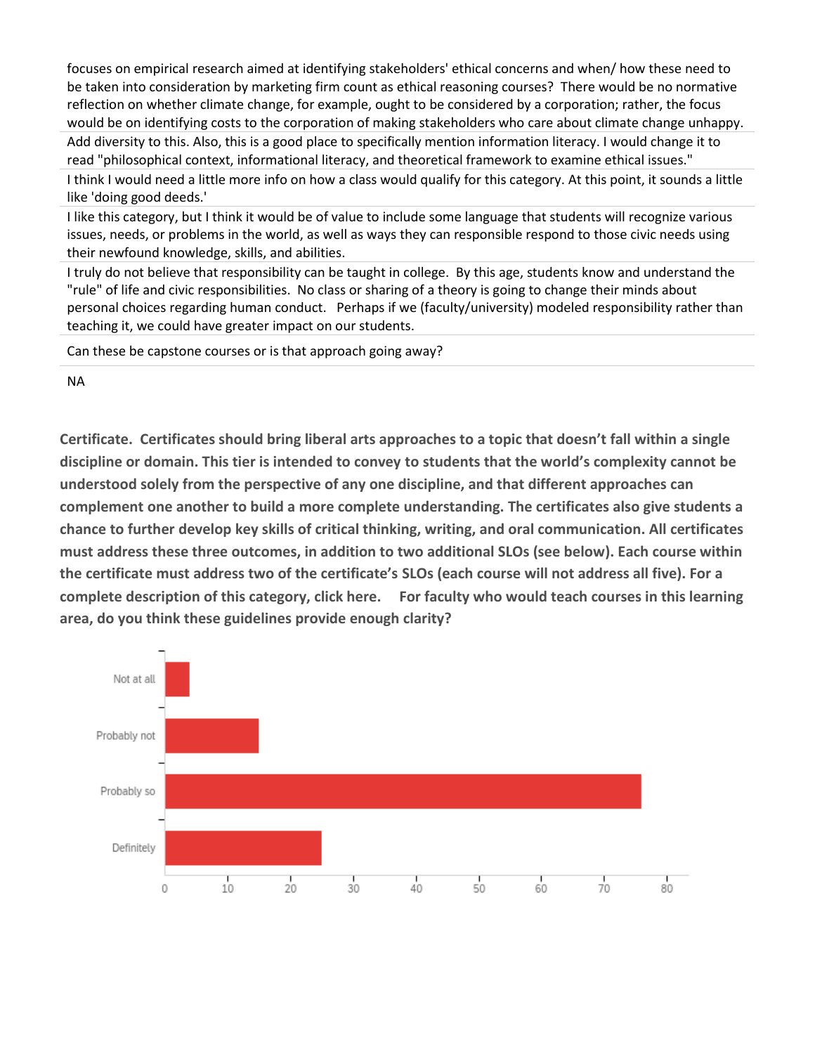focuses on empirical research aimed at identifying stakeholders' ethical concerns and when/ how these need to be taken into consideration by marketing firm count as ethical reasoning courses? There would be no normative reflection on whether climate change, for example, ought to be considered by a corporation; rather, the focus would be on identifying costs to the corporation of making stakeholders who care about climate change unhappy.

Add diversity to this. Also, this is a good place to specifically mention information literacy. I would change it to read "philosophical context, informational literacy, and theoretical framework to examine ethical issues."

I think I would need a little more info on how a class would qualify for this category. At this point, it sounds a little like 'doing good deeds.'

I like this category, but I think it would be of value to include some language that students will recognize various issues, needs, or problems in the world, as well as ways they can responsible respond to those civic needs using their newfound knowledge, skills, and abilities.

I truly do not believe that responsibility can be taught in college. By this age, students know and understand the "rule" of life and civic responsibilities. No class or sharing of a theory is going to change their minds about personal choices regarding human conduct. Perhaps if we (faculty/university) modeled responsibility rather than teaching it, we could have greater impact on our students.

Can these be capstone courses or is that approach going away?

NA

**Certificate. Certificates should bring liberal arts approaches to a topic that doesn't fall within a single discipline or domain. This tier is intended to convey to students that the world's complexity cannot be understood solely from the perspective of any one discipline, and that different approaches can complement one another to build a more complete understanding. The certificates also give students a chance to further develop key skills of critical thinking, writing, and oral communication. All certificates must address these three outcomes, in addition to two additional SLOs (see below). Each course within the certificate must address two of the certificate's SLOs (each course will not address all five). For a complete description of this category, click here. For faculty who would teach courses in this learning area, do you think these guidelines provide enough clarity?**

Not at all

Probably not

Probably so

Definitely

0 10 20 30 40 50 60 70 80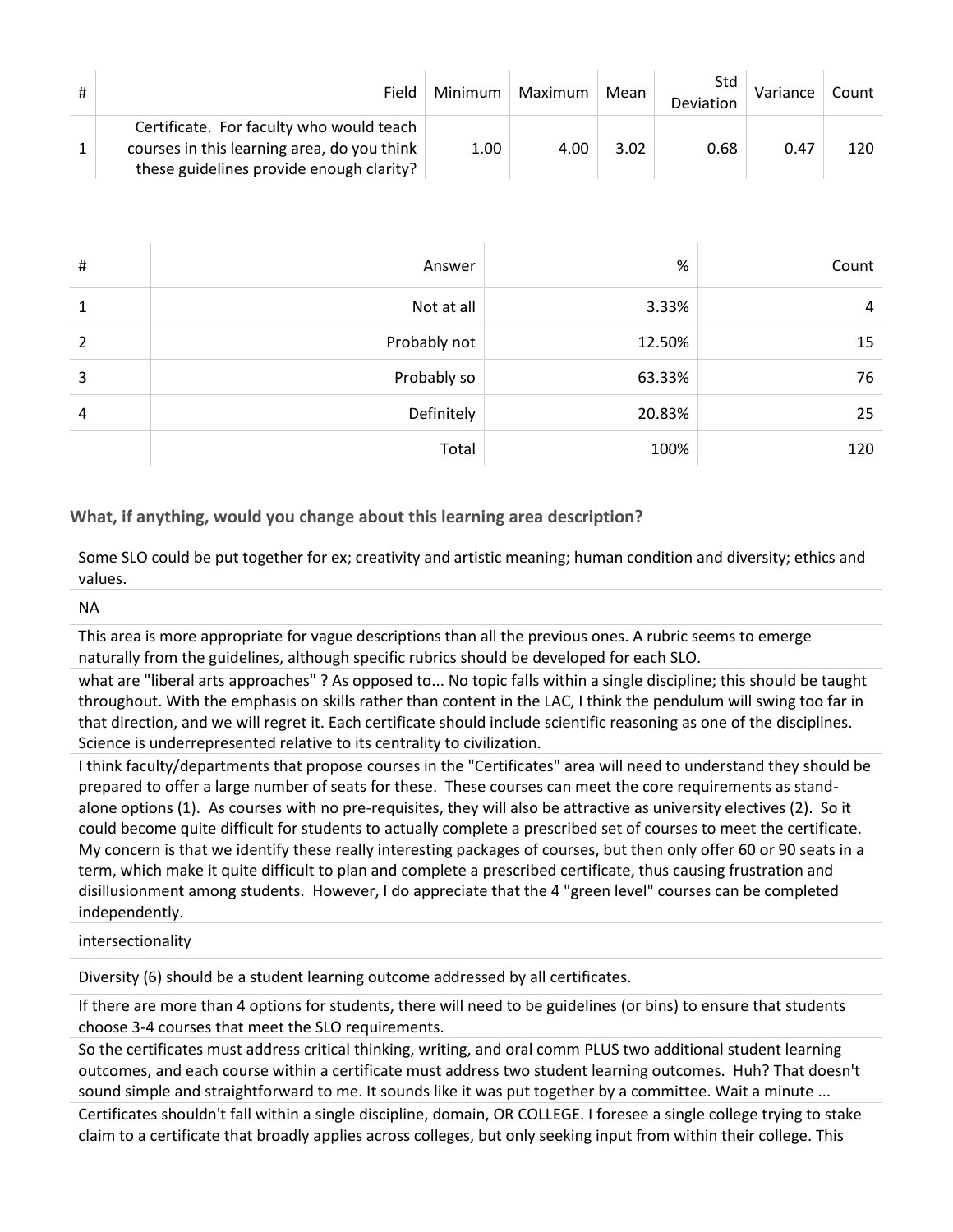| # | Field | Minimum | Maximum | Mean | Std Deviation | Variance | Count |
|---|---|---|---|---|---|---|---|
| 1 | Certificate. For faculty who would teach courses in this learning area, do you think these guidelines provide enough clarity? | 1.00 | 4.00 | 3.02 | 0.68 | 0.47 | 120 |

| # | Answer | % | Count |
|---|---|---|---|
| 1 | Not at all | 3.33% | 4 |
| 2 | Probably not | 12.50% | 15 |
| 3 | Probably so | 63.33% | 76 |
| 4 | Definitely | 20.83% | 25 |
| | Total | 100% | 120 |

### What, if anything, would you change about this learning area description?

Some SLO could be put together for ex; creativity and artistic meaning; human condition and diversity; ethics and values.

NA

This area is more appropriate for vague descriptions than all the previous ones. A rubric seems to emerge naturally from the guidelines, although specific rubrics should be developed for each SLO.

what are "liberal arts approaches" ? As opposed to... No topic falls within a single discipline; this should be taught throughout. With the emphasis on skills rather than content in the LAC, I think the pendulum will swing too far in that direction, and we will regret it. Each certificate should include scientific reasoning as one of the disciplines. Science is underrepresented relative to its centrality to civilization.

I think faculty/departments that propose courses in the "Certificates" area will need to understand they should be prepared to offer a large number of seats for these. These courses can meet the core requirements as stand-alone options (1). As courses with no pre-requisites, they will also be attractive as university electives (2). So it could become quite difficult for students to actually complete a prescribed set of courses to meet the certificate. My concern is that we identify these really interesting packages of courses, but then only offer 60 or 90 seats in a term, which make it quite difficult to plan and complete a prescribed certificate, thus causing frustration and disillusionment among students. However, I do appreciate that the 4 "green level" courses can be completed independently.

intersectionality

Diversity (6) should be a student learning outcome addressed by all certificates.

If there are more than 4 options for students, there will need to be guidelines (or bins) to ensure that students choose 3-4 courses that meet the SLO requirements.

So the certificates must address critical thinking, writing, and oral comm PLUS two additional student learning outcomes, and each course within a certificate must address two student learning outcomes. Huh? That doesn't sound simple and straightforward to me. It sounds like it was put together by a committee. Wait a minute ...

Certificates shouldn't fall within a single discipline, domain, OR COLLEGE. I foresee a single college trying to stake claim to a certificate that broadly applies across colleges, but only seeking input from within their college. This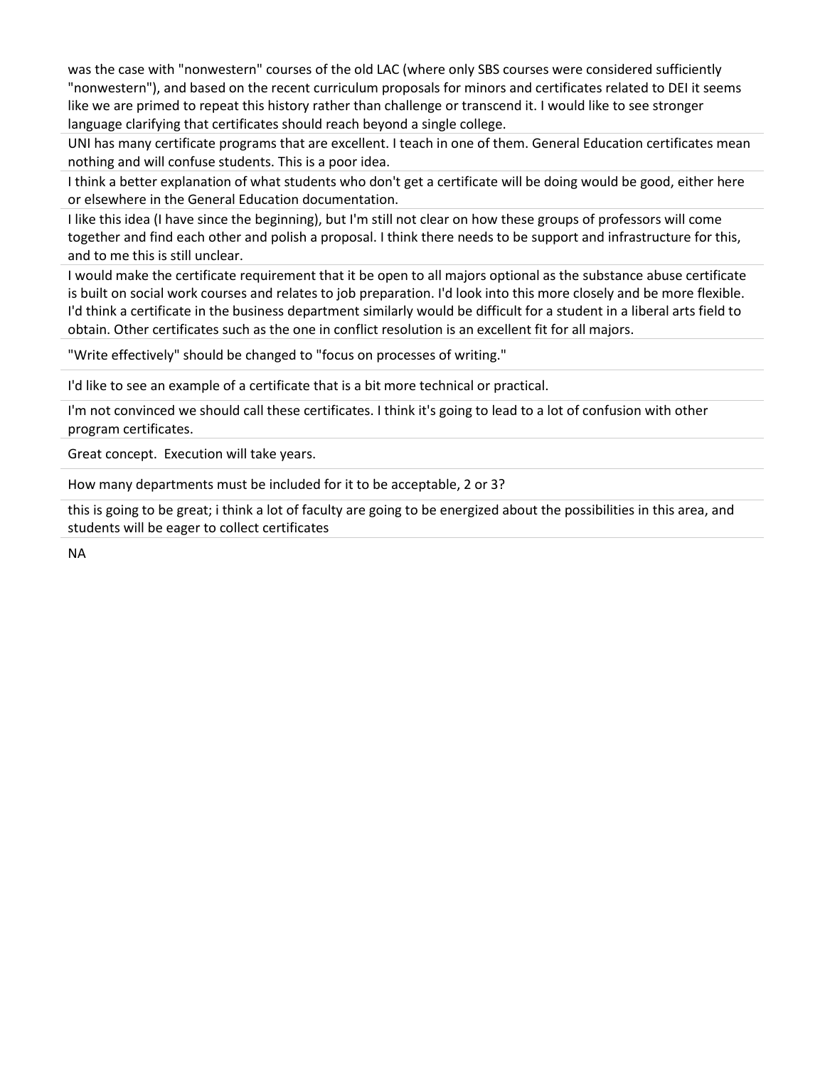was the case with "nonwestern" courses of the old LAC (where only SBS courses were considered sufficiently "nonwestern"), and based on the recent curriculum proposals for minors and certificates related to DEI it seems like we are primed to repeat this history rather than challenge or transcend it. I would like to see stronger language clarifying that certificates should reach beyond a single college.

UNI has many certificate programs that are excellent. I teach in one of them. General Education certificates mean nothing and will confuse students. This is a poor idea.

I think a better explanation of what students who don't get a certificate will be doing would be good, either here or elsewhere in the General Education documentation.

I like this idea (I have since the beginning), but I'm still not clear on how these groups of professors will come together and find each other and polish a proposal. I think there needs to be support and infrastructure for this, and to me this is still unclear.

I would make the certificate requirement that it be open to all majors optional as the substance abuse certificate is built on social work courses and relates to job preparation. I'd look into this more closely and be more flexible. I'd think a certificate in the business department similarly would be difficult for a student in a liberal arts field to obtain. Other certificates such as the one in conflict resolution is an excellent fit for all majors.

"Write effectively" should be changed to "focus on processes of writing."

I'd like to see an example of a certificate that is a bit more technical or practical.

I'm not convinced we should call these certificates. I think it's going to lead to a lot of confusion with other program certificates.

Great concept.  Execution will take years.

How many departments must be included for it to be acceptable, 2 or 3?

this is going to be great; i think a lot of faculty are going to be energized about the possibilities in this area, and students will be eager to collect certificates

NA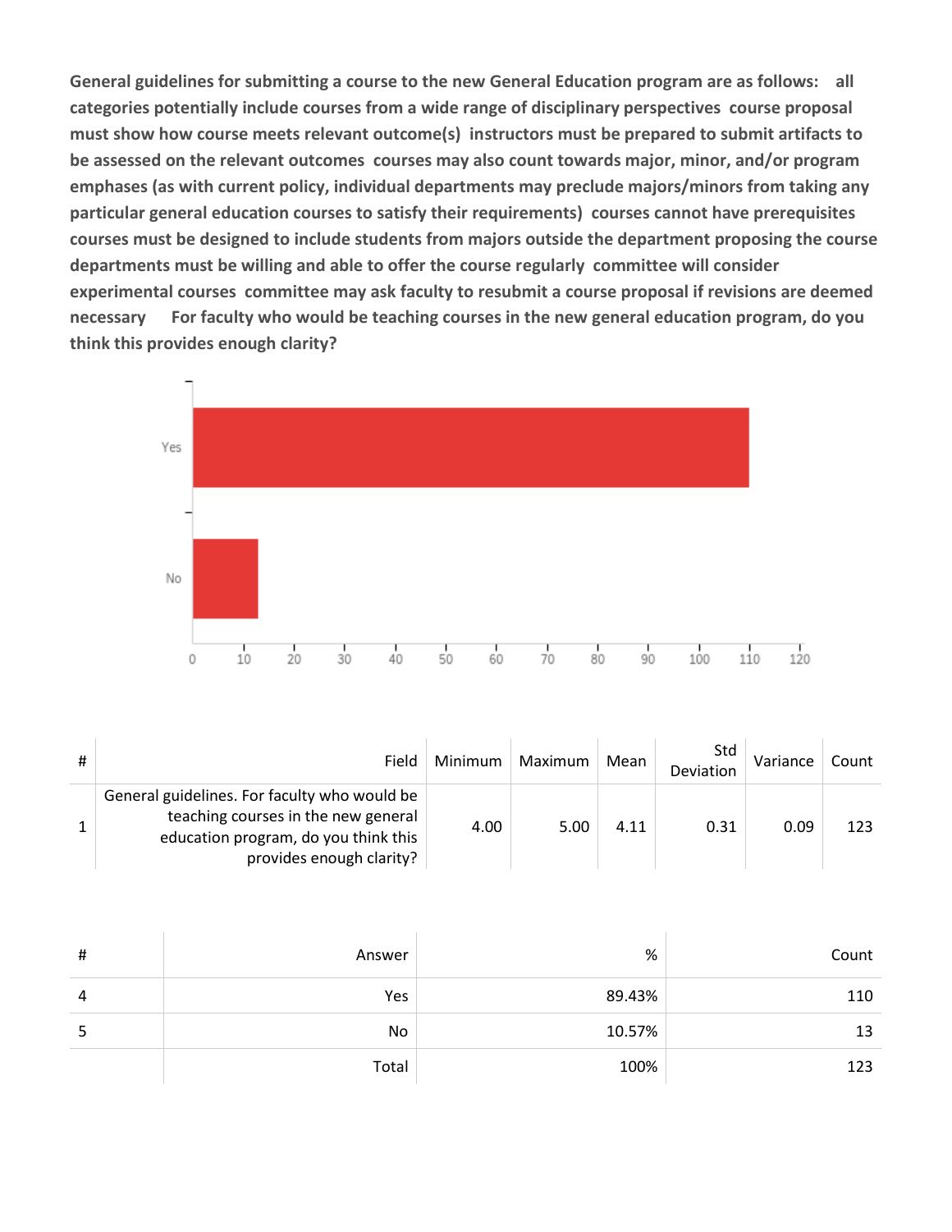**General guidelines for submitting a course to the new General Education program are as follows: all categories potentially include courses from a wide range of disciplinary perspectives course proposal must show how course meets relevant outcome(s) instructors must be prepared to submit artifacts to be assessed on the relevant outcomes courses may also count towards major, minor, and/or program emphases (as with current policy, individual departments may preclude majors/minors from taking any particular general education courses to satisfy their requirements) courses cannot have prerequisites courses must be designed to include students from majors outside the department proposing the course departments must be willing and able to offer the course regularly committee will consider experimental courses committee may ask faculty to resubmit a course proposal if revisions are deemed necessary For faculty who would be teaching courses in the new general education program, do you think this provides enough clarity?**

| # | Field | Minimum | Maximum | Mean | Std Deviation | Variance | Count |
|---|---|---|---|---|---|---|---|
| 1 | General guidelines. For faculty who would be teaching courses in the new general education program, do you think this provides enough clarity? | 4.00 | 5.00 | 4.11 | 0.31 | 0.09 | 123 |

| # | Answer | % | Count |
|---|---|---|---|
| 4 | Yes | 89.43% | 110 |
| 5 | No | 10.57% | 13 |
| | Total | 100% | 123 |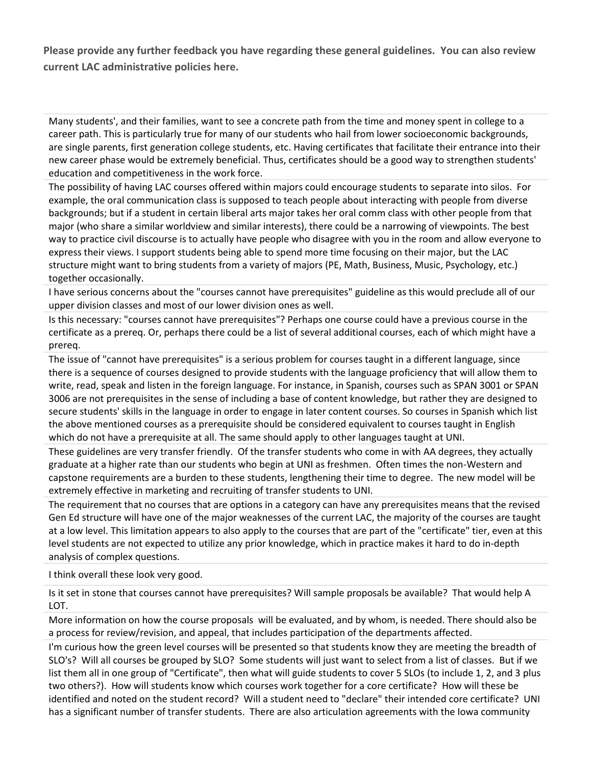**Please provide any further feedback you have regarding these general guidelines. You can also review current LAC administrative policies here.**

Many students', and their families, want to see a concrete path from the time and money spent in college to a career path. This is particularly true for many of our students who hail from lower socioeconomic backgrounds, are single parents, first generation college students, etc. Having certificates that facilitate their entrance into their new career phase would be extremely beneficial. Thus, certificates should be a good way to strengthen students' education and competitiveness in the work force.

The possibility of having LAC courses offered within majors could encourage students to separate into silos. For example, the oral communication class is supposed to teach people about interacting with people from diverse backgrounds; but if a student in certain liberal arts major takes her oral comm class with other people from that major (who share a similar worldview and similar interests), there could be a narrowing of viewpoints. The best way to practice civil discourse is to actually have people who disagree with you in the room and allow everyone to express their views. I support students being able to spend more time focusing on their major, but the LAC structure might want to bring students from a variety of majors (PE, Math, Business, Music, Psychology, etc.) together occasionally.

I have serious concerns about the "courses cannot have prerequisites" guideline as this would preclude all of our upper division classes and most of our lower division ones as well.

Is this necessary: "courses cannot have prerequisites"? Perhaps one course could have a previous course in the certificate as a prereq. Or, perhaps there could be a list of several additional courses, each of which might have a prereq.

The issue of "cannot have prerequisites" is a serious problem for courses taught in a different language, since there is a sequence of courses designed to provide students with the language proficiency that will allow them to write, read, speak and listen in the foreign language. For instance, in Spanish, courses such as SPAN 3001 or SPAN 3006 are not prerequisites in the sense of including a base of content knowledge, but rather they are designed to secure students' skills in the language in order to engage in later content courses. So courses in Spanish which list the above mentioned courses as a prerequisite should be considered equivalent to courses taught in English which do not have a prerequisite at all. The same should apply to other languages taught at UNI.

These guidelines are very transfer friendly. Of the transfer students who come in with AA degrees, they actually graduate at a higher rate than our students who begin at UNI as freshmen. Often times the non-Western and capstone requirements are a burden to these students, lengthening their time to degree. The new model will be extremely effective in marketing and recruiting of transfer students to UNI.

The requirement that no courses that are options in a category can have any prerequisites means that the revised Gen Ed structure will have one of the major weaknesses of the current LAC, the majority of the courses are taught at a low level. This limitation appears to also apply to the courses that are part of the "certificate" tier, even at this level students are not expected to utilize any prior knowledge, which in practice makes it hard to do in-depth analysis of complex questions.

I think overall these look very good.

Is it set in stone that courses cannot have prerequisites? Will sample proposals be available? That would help A LOT.

More information on how the course proposals will be evaluated, and by whom, is needed. There should also be a process for review/revision, and appeal, that includes participation of the departments affected.

I'm curious how the green level courses will be presented so that students know they are meeting the breadth of SLO's? Will all courses be grouped by SLO? Some students will just want to select from a list of classes. But if we list them all in one group of "Certificate", then what will guide students to cover 5 SLOs (to include 1, 2, and 3 plus two others?). How will students know which courses work together for a core certificate? How will these be identified and noted on the student record? Will a student need to "declare" their intended core certificate? UNI has a significant number of transfer students. There are also articulation agreements with the Iowa community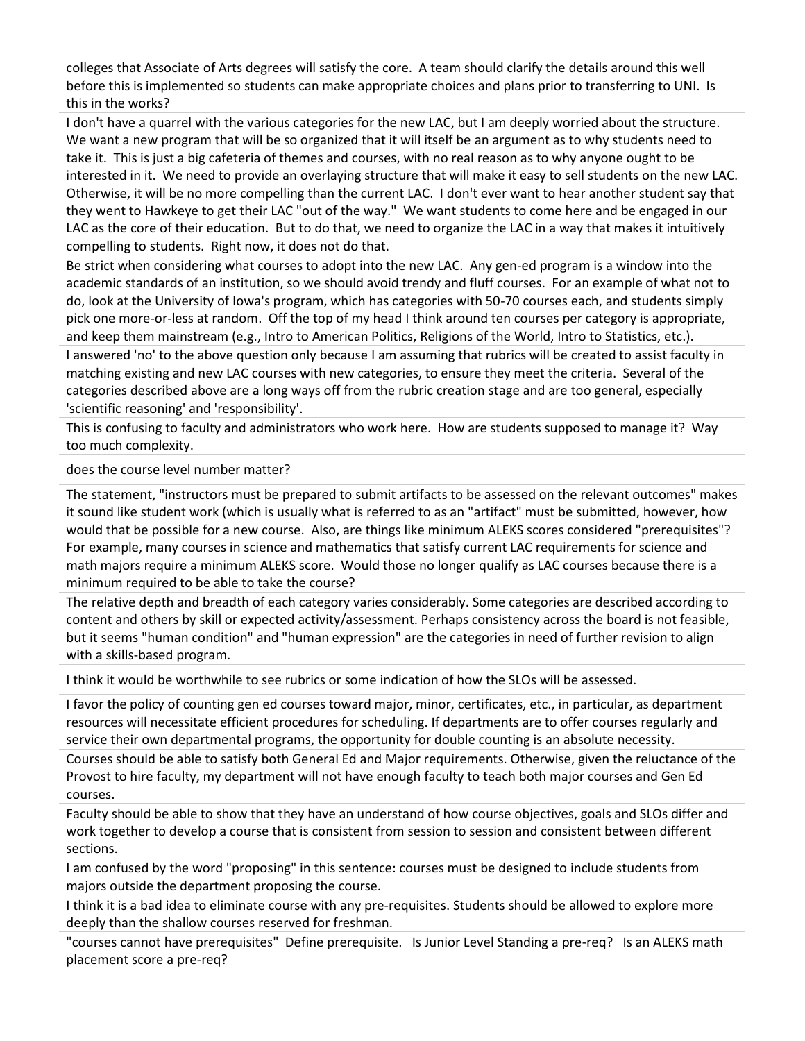colleges that Associate of Arts degrees will satisfy the core. A team should clarify the details around this well before this is implemented so students can make appropriate choices and plans prior to transferring to UNI. Is this in the works?

I don't have a quarrel with the various categories for the new LAC, but I am deeply worried about the structure. We want a new program that will be so organized that it will itself be an argument as to why students need to take it. This is just a big cafeteria of themes and courses, with no real reason as to why anyone ought to be interested in it. We need to provide an overlaying structure that will make it easy to sell students on the new LAC. Otherwise, it will be no more compelling than the current LAC. I don't ever want to hear another student say that they went to Hawkeye to get their LAC "out of the way." We want students to come here and be engaged in our LAC as the core of their education. But to do that, we need to organize the LAC in a way that makes it intuitively compelling to students. Right now, it does not do that.

Be strict when considering what courses to adopt into the new LAC. Any gen-ed program is a window into the academic standards of an institution, so we should avoid trendy and fluff courses. For an example of what not to do, look at the University of Iowa's program, which has categories with 50-70 courses each, and students simply pick one more-or-less at random. Off the top of my head I think around ten courses per category is appropriate, and keep them mainstream (e.g., Intro to American Politics, Religions of the World, Intro to Statistics, etc.).

I answered 'no' to the above question only because I am assuming that rubrics will be created to assist faculty in matching existing and new LAC courses with new categories, to ensure they meet the criteria. Several of the categories described above are a long ways off from the rubric creation stage and are too general, especially 'scientific reasoning' and 'responsibility'.

This is confusing to faculty and administrators who work here. How are students supposed to manage it? Way too much complexity.

does the course level number matter?

The statement, "instructors must be prepared to submit artifacts to be assessed on the relevant outcomes" makes it sound like student work (which is usually what is referred to as an "artifact" must be submitted, however, how would that be possible for a new course. Also, are things like minimum ALEKS scores considered "prerequisites"? For example, many courses in science and mathematics that satisfy current LAC requirements for science and math majors require a minimum ALEKS score. Would those no longer qualify as LAC courses because there is a minimum required to be able to take the course?

The relative depth and breadth of each category varies considerably. Some categories are described according to content and others by skill or expected activity/assessment. Perhaps consistency across the board is not feasible, but it seems "human condition" and "human expression" are the categories in need of further revision to align with a skills-based program.

I think it would be worthwhile to see rubrics or some indication of how the SLOs will be assessed.

I favor the policy of counting gen ed courses toward major, minor, certificates, etc., in particular, as department resources will necessitate efficient procedures for scheduling. If departments are to offer courses regularly and service their own departmental programs, the opportunity for double counting is an absolute necessity.

Courses should be able to satisfy both General Ed and Major requirements. Otherwise, given the reluctance of the Provost to hire faculty, my department will not have enough faculty to teach both major courses and Gen Ed courses.

Faculty should be able to show that they have an understand of how course objectives, goals and SLOs differ and work together to develop a course that is consistent from session to session and consistent between different sections.

I am confused by the word "proposing" in this sentence: courses must be designed to include students from majors outside the department proposing the course.

I think it is a bad idea to eliminate course with any pre-requisites. Students should be allowed to explore more deeply than the shallow courses reserved for freshman.

"courses cannot have prerequisites" Define prerequisite. Is Junior Level Standing a pre-req? Is an ALEKS math placement score a pre-req?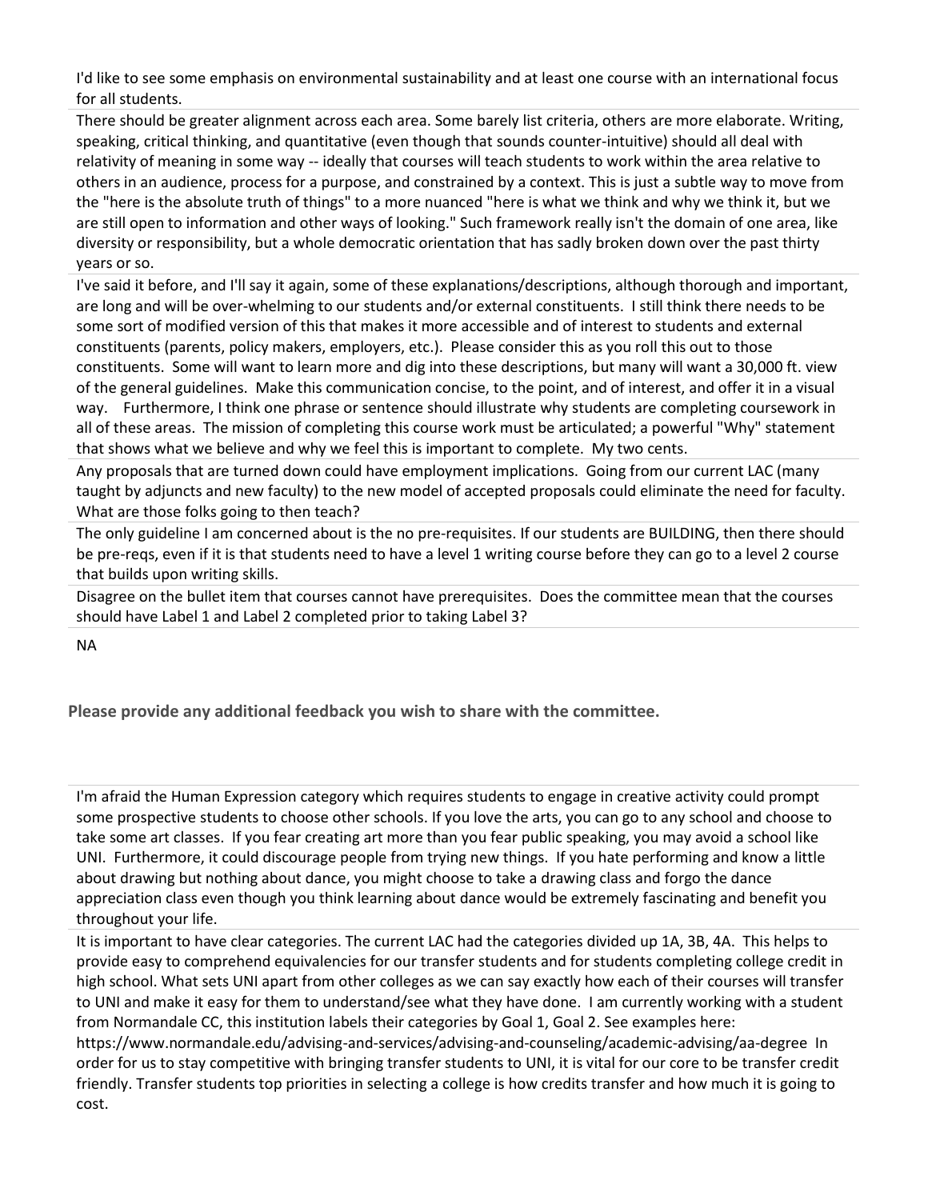I'd like to see some emphasis on environmental sustainability and at least one course with an international focus for all students.

There should be greater alignment across each area. Some barely list criteria, others are more elaborate. Writing, speaking, critical thinking, and quantitative (even though that sounds counter-intuitive) should all deal with relativity of meaning in some way -- ideally that courses will teach students to work within the area relative to others in an audience, process for a purpose, and constrained by a context. This is just a subtle way to move from the "here is the absolute truth of things" to a more nuanced "here is what we think and why we think it, but we are still open to information and other ways of looking." Such framework really isn't the domain of one area, like diversity or responsibility, but a whole democratic orientation that has sadly broken down over the past thirty years or so.

I've said it before, and I'll say it again, some of these explanations/descriptions, although thorough and important, are long and will be over-whelming to our students and/or external constituents. I still think there needs to be some sort of modified version of this that makes it more accessible and of interest to students and external constituents (parents, policy makers, employers, etc.). Please consider this as you roll this out to those constituents. Some will want to learn more and dig into these descriptions, but many will want a 30,000 ft. view of the general guidelines. Make this communication concise, to the point, and of interest, and offer it in a visual way. Furthermore, I think one phrase or sentence should illustrate why students are completing coursework in all of these areas. The mission of completing this course work must be articulated; a powerful "Why" statement that shows what we believe and why we feel this is important to complete. My two cents.

Any proposals that are turned down could have employment implications. Going from our current LAC (many taught by adjuncts and new faculty) to the new model of accepted proposals could eliminate the need for faculty. What are those folks going to then teach?

The only guideline I am concerned about is the no pre-requisites. If our students are BUILDING, then there should be pre-reqs, even if it is that students need to have a level 1 writing course before they can go to a level 2 course that builds upon writing skills.

Disagree on the bullet item that courses cannot have prerequisites. Does the committee mean that the courses should have Label 1 and Label 2 completed prior to taking Label 3?

NA

**Please provide any additional feedback you wish to share with the committee.**

I'm afraid the Human Expression category which requires students to engage in creative activity could prompt some prospective students to choose other schools. If you love the arts, you can go to any school and choose to take some art classes. If you fear creating art more than you fear public speaking, you may avoid a school like UNI. Furthermore, it could discourage people from trying new things. If you hate performing and know a little about drawing but nothing about dance, you might choose to take a drawing class and forgo the dance appreciation class even though you think learning about dance would be extremely fascinating and benefit you throughout your life.

It is important to have clear categories. The current LAC had the categories divided up 1A, 3B, 4A. This helps to provide easy to comprehend equivalencies for our transfer students and for students completing college credit in high school. What sets UNI apart from other colleges as we can say exactly how each of their courses will transfer to UNI and make it easy for them to understand/see what they have done. I am currently working with a student from Normandale CC, this institution labels their categories by Goal 1, Goal 2. See examples here: https://www.normandale.edu/advising-and-services/advising-and-counseling/academic-advising/aa-degree In order for us to stay competitive with bringing transfer students to UNI, it is vital for our core to be transfer credit friendly. Transfer students top priorities in selecting a college is how credits transfer and how much it is going to cost.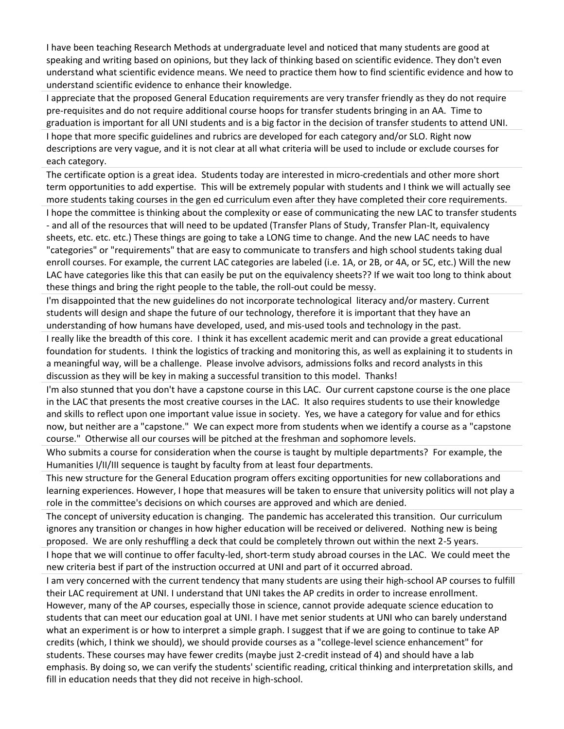I have been teaching Research Methods at undergraduate level and noticed that many students are good at speaking and writing based on opinions, but they lack of thinking based on scientific evidence. They don't even understand what scientific evidence means. We need to practice them how to find scientific evidence and how to understand scientific evidence to enhance their knowledge.

I appreciate that the proposed General Education requirements are very transfer friendly as they do not require pre-requisites and do not require additional course hoops for transfer students bringing in an AA. Time to graduation is important for all UNI students and is a big factor in the decision of transfer students to attend UNI.

I hope that more specific guidelines and rubrics are developed for each category and/or SLO. Right now descriptions are very vague, and it is not clear at all what criteria will be used to include or exclude courses for each category.

The certificate option is a great idea. Students today are interested in micro-credentials and other more short term opportunities to add expertise. This will be extremely popular with students and I think we will actually see more students taking courses in the gen ed curriculum even after they have completed their core requirements.

I hope the committee is thinking about the complexity or ease of communicating the new LAC to transfer students - and all of the resources that will need to be updated (Transfer Plans of Study, Transfer Plan-It, equivalency sheets, etc. etc. etc.) These things are going to take a LONG time to change. And the new LAC needs to have "categories" or "requirements" that are easy to communicate to transfers and high school students taking dual enroll courses. For example, the current LAC categories are labeled (i.e. 1A, or 2B, or 4A, or 5C, etc.) Will the new LAC have categories like this that can easily be put on the equivalency sheets?? If we wait too long to think about these things and bring the right people to the table, the roll-out could be messy.

I'm disappointed that the new guidelines do not incorporate technological literacy and/or mastery. Current students will design and shape the future of our technology, therefore it is important that they have an understanding of how humans have developed, used, and mis-used tools and technology in the past.

I really like the breadth of this core. I think it has excellent academic merit and can provide a great educational foundation for students. I think the logistics of tracking and monitoring this, as well as explaining it to students in a meaningful way, will be a challenge. Please involve advisors, admissions folks and record analysts in this discussion as they will be key in making a successful transition to this model. Thanks!

I'm also stunned that you don't have a capstone course in this LAC. Our current capstone course is the one place in the LAC that presents the most creative courses in the LAC. It also requires students to use their knowledge and skills to reflect upon one important value issue in society. Yes, we have a category for value and for ethics now, but neither are a "capstone." We can expect more from students when we identify a course as a "capstone course." Otherwise all our courses will be pitched at the freshman and sophomore levels.

Who submits a course for consideration when the course is taught by multiple departments? For example, the Humanities I/II/III sequence is taught by faculty from at least four departments.

This new structure for the General Education program offers exciting opportunities for new collaborations and learning experiences. However, I hope that measures will be taken to ensure that university politics will not play a role in the committee's decisions on which courses are approved and which are denied.

The concept of university education is changing. The pandemic has accelerated this transition. Our curriculum ignores any transition or changes in how higher education will be received or delivered. Nothing new is being proposed. We are only reshuffling a deck that could be completely thrown out within the next 2-5 years.

I hope that we will continue to offer faculty-led, short-term study abroad courses in the LAC. We could meet the new criteria best if part of the instruction occurred at UNI and part of it occurred abroad.

I am very concerned with the current tendency that many students are using their high-school AP courses to fulfill their LAC requirement at UNI. I understand that UNI takes the AP credits in order to increase enrollment. However, many of the AP courses, especially those in science, cannot provide adequate science education to students that can meet our education goal at UNI. I have met senior students at UNI who can barely understand what an experiment is or how to interpret a simple graph. I suggest that if we are going to continue to take AP credits (which, I think we should), we should provide courses as a "college-level science enhancement" for students. These courses may have fewer credits (maybe just 2-credit instead of 4) and should have a lab emphasis. By doing so, we can verify the students' scientific reading, critical thinking and interpretation skills, and fill in education needs that they did not receive in high-school.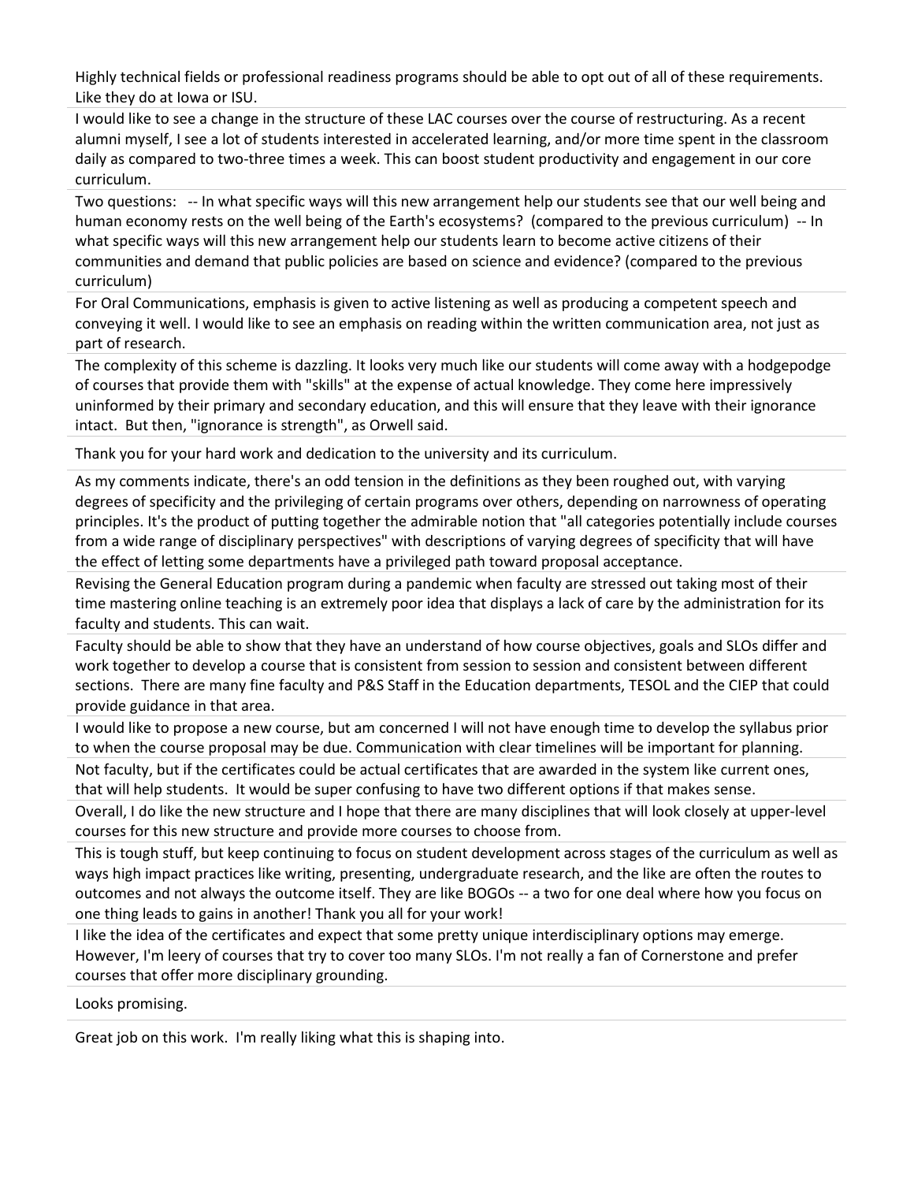Highly technical fields or professional readiness programs should be able to opt out of all of these requirements. Like they do at Iowa or ISU.

I would like to see a change in the structure of these LAC courses over the course of restructuring. As a recent alumni myself, I see a lot of students interested in accelerated learning, and/or more time spent in the classroom daily as compared to two-three times a week. This can boost student productivity and engagement in our core curriculum.

Two questions: -- In what specific ways will this new arrangement help our students see that our well being and human economy rests on the well being of the Earth's ecosystems? (compared to the previous curriculum) -- In what specific ways will this new arrangement help our students learn to become active citizens of their communities and demand that public policies are based on science and evidence? (compared to the previous curriculum)

For Oral Communications, emphasis is given to active listening as well as producing a competent speech and conveying it well. I would like to see an emphasis on reading within the written communication area, not just as part of research.

The complexity of this scheme is dazzling. It looks very much like our students will come away with a hodgepodge of courses that provide them with "skills" at the expense of actual knowledge. They come here impressively uninformed by their primary and secondary education, and this will ensure that they leave with their ignorance intact. But then, "ignorance is strength", as Orwell said.

Thank you for your hard work and dedication to the university and its curriculum.

As my comments indicate, there's an odd tension in the definitions as they been roughed out, with varying degrees of specificity and the privileging of certain programs over others, depending on narrowness of operating principles. It's the product of putting together the admirable notion that "all categories potentially include courses from a wide range of disciplinary perspectives" with descriptions of varying degrees of specificity that will have the effect of letting some departments have a privileged path toward proposal acceptance.

Revising the General Education program during a pandemic when faculty are stressed out taking most of their time mastering online teaching is an extremely poor idea that displays a lack of care by the administration for its faculty and students. This can wait.

Faculty should be able to show that they have an understand of how course objectives, goals and SLOs differ and work together to develop a course that is consistent from session to session and consistent between different sections. There are many fine faculty and P&S Staff in the Education departments, TESOL and the CIEP that could provide guidance in that area.

I would like to propose a new course, but am concerned I will not have enough time to develop the syllabus prior to when the course proposal may be due. Communication with clear timelines will be important for planning.

Not faculty, but if the certificates could be actual certificates that are awarded in the system like current ones, that will help students. It would be super confusing to have two different options if that makes sense.

Overall, I do like the new structure and I hope that there are many disciplines that will look closely at upper-level courses for this new structure and provide more courses to choose from.

This is tough stuff, but keep continuing to focus on student development across stages of the curriculum as well as ways high impact practices like writing, presenting, undergraduate research, and the like are often the routes to outcomes and not always the outcome itself. They are like BOGOs -- a two for one deal where how you focus on one thing leads to gains in another! Thank you all for your work!

I like the idea of the certificates and expect that some pretty unique interdisciplinary options may emerge. However, I'm leery of courses that try to cover too many SLOs. I'm not really a fan of Cornerstone and prefer courses that offer more disciplinary grounding.

Looks promising.

Great job on this work. I'm really liking what this is shaping into.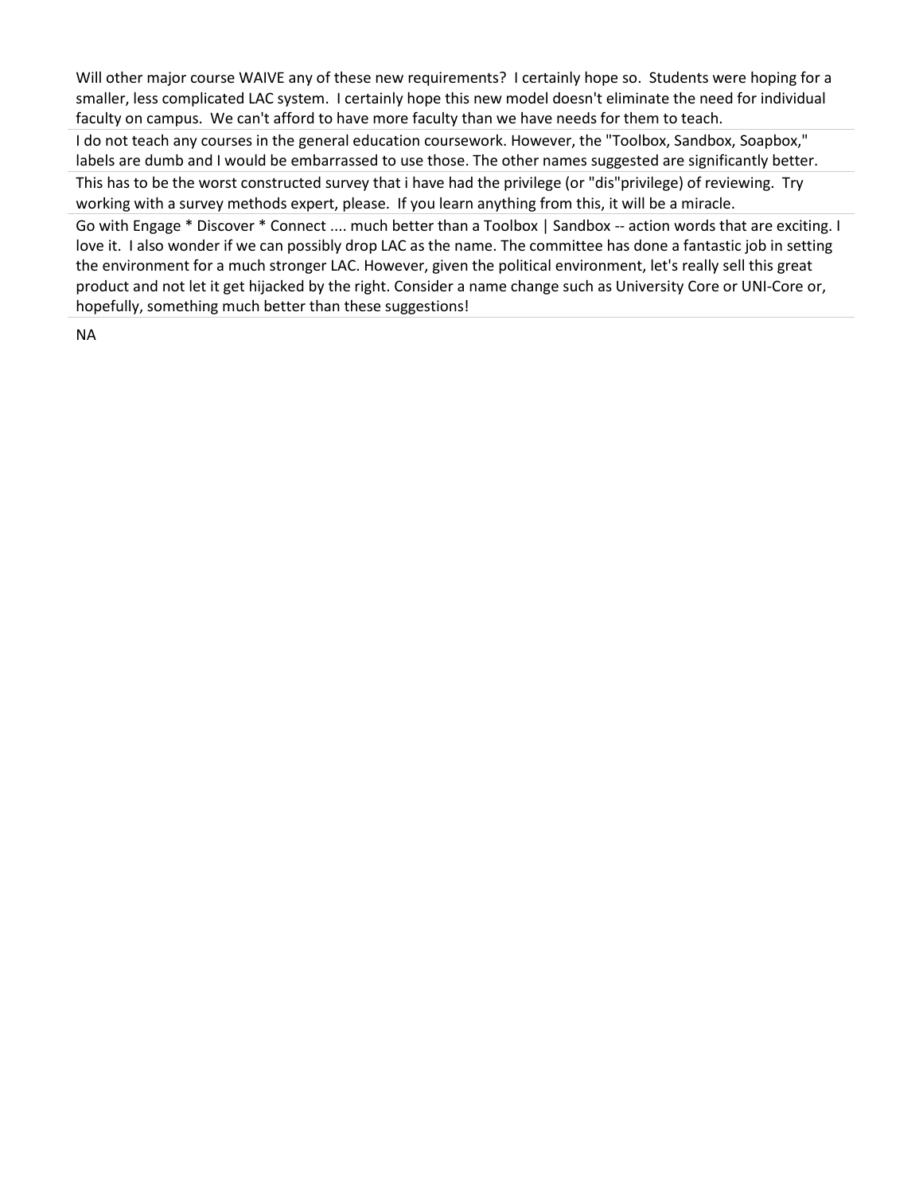Will other major course WAIVE any of these new requirements? I certainly hope so. Students were hoping for a smaller, less complicated LAC system. I certainly hope this new model doesn't eliminate the need for individual faculty on campus. We can't afford to have more faculty than we have needs for them to teach.

---

I do not teach any courses in the general education coursework. However, the "Toolbox, Sandbox, Soapbox," labels are dumb and I would be embarrassed to use those. The other names suggested are significantly better.

---

This has to be the worst constructed survey that i have had the privilege (or "dis"privilege) of reviewing. Try working with a survey methods expert, please. If you learn anything from this, it will be a miracle.

---

Go with Engage * Discover * Connect .... much better than a Toolbox | Sandbox -- action words that are exciting. I love it. I also wonder if we can possibly drop LAC as the name. The committee has done a fantastic job in setting the environment for a much stronger LAC. However, given the political environment, let's really sell this great product and not let it get hijacked by the right. Consider a name change such as University Core or UNI-Core or, hopefully, something much better than these suggestions!

---

NA